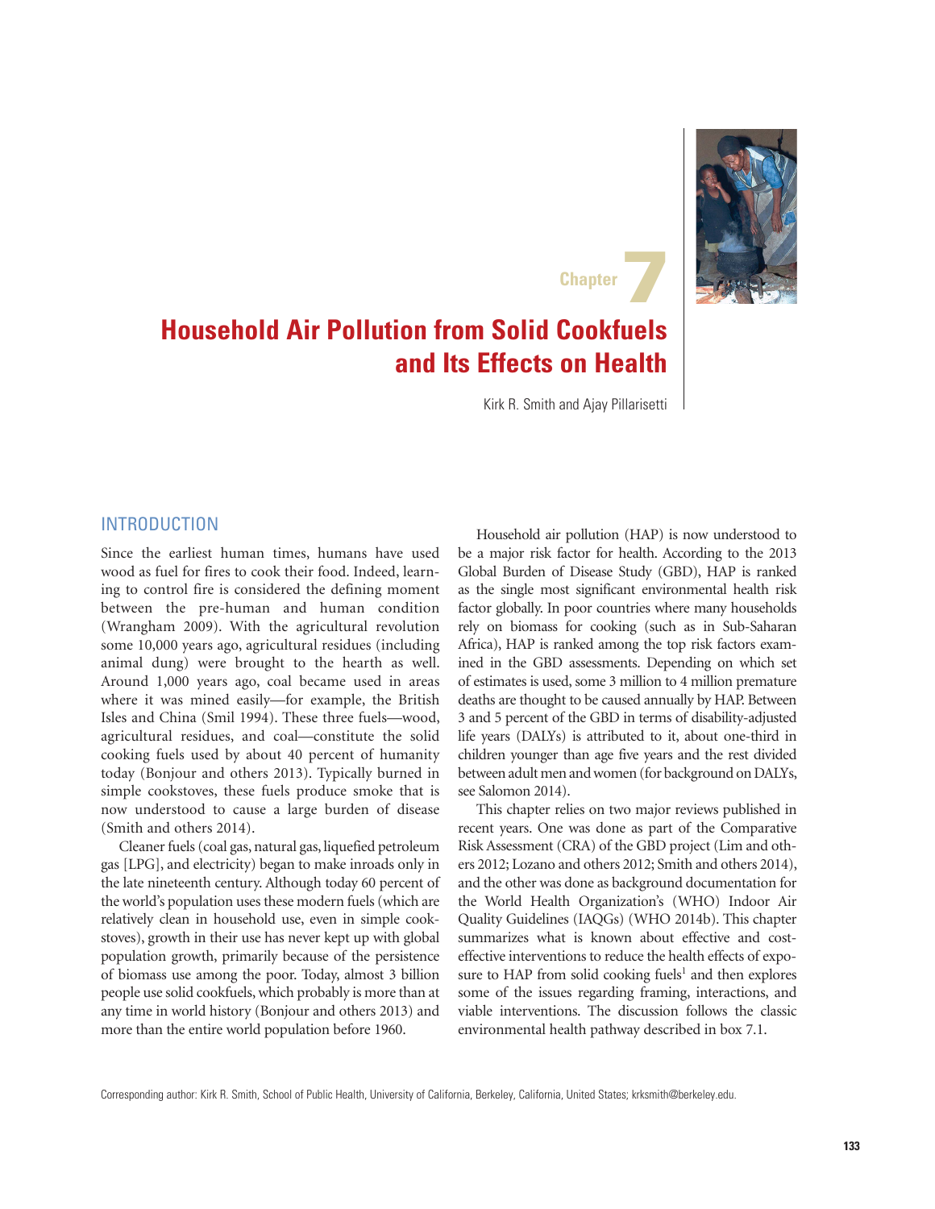Chapter 7

# Household Air Pollution from Solid Cookfuels and Its Effects on Health

Kirk R. Smith and Ajay Pillarisetti

## INTRODUCTION

Since the earliest human times, humans have used wood as fuel for fires to cook their food. Indeed, learning to control fire is considered the defining moment between the pre-human and human condition (Wrangham 2009). With the agricultural revolution some 10,000 years ago, agricultural residues (including animal dung) were brought to the hearth as well. Around 1,000 years ago, coal became used in areas where it was mined easily—for example, the British Isles and China (Smil 1994). These three fuels—wood, agricultural residues, and coal—constitute the solid cooking fuels used by about 40 percent of humanity today (Bonjour and others 2013). Typically burned in simple cookstoves, these fuels produce smoke that is now understood to cause a large burden of disease (Smith and others 2014).

Cleaner fuels (coal gas, natural gas, liquefied petroleum gas [LPG], and electricity) began to make inroads only in the late nineteenth century. Although today 60 percent of the world's population uses these modern fuels (which are relatively clean in household use, even in simple cookstoves), growth in their use has never kept up with global population growth, primarily because of the persistence of biomass use among the poor. Today, almost 3 billion people use solid cookfuels, which probably is more than at any time in world history (Bonjour and others 2013) and more than the entire world population before 1960.

Household air pollution (HAP) is now understood to be a major risk factor for health. According to the 2013 Global Burden of Disease Study (GBD), HAP is ranked as the single most significant environmental health risk factor globally. In poor countries where many households rely on biomass for cooking (such as in Sub-Saharan Africa), HAP is ranked among the top risk factors examined in the GBD assessments. Depending on which set of estimates is used, some 3 million to 4 million premature deaths are thought to be caused annually by HAP. Between 3 and 5 percent of the GBD in terms of disability-adjusted life years (DALYs) is attributed to it, about one-third in children younger than age five years and the rest divided between adult men and women (for background on DALYs, see Salomon 2014).

This chapter relies on two major reviews published in recent years. One was done as part of the Comparative Risk Assessment (CRA) of the GBD project (Lim and others 2012; Lozano and others 2012; Smith and others 2014), and the other was done as background documentation for the World Health Organization's (WHO) Indoor Air Quality Guidelines (IAQGs) (WHO 2014b). This chapter summarizes what is known about effective and cost-effective interventions to reduce the health effects of exposure to HAP from solid cooking fuels[1] and then explores some of the issues regarding framing, interactions, and viable interventions. The discussion follows the classic environmental health pathway described in box 7.1.

Corresponding author: Kirk R. Smith, School of Public Health, University of California, Berkeley, California, United States; krksmith@berkeley.edu.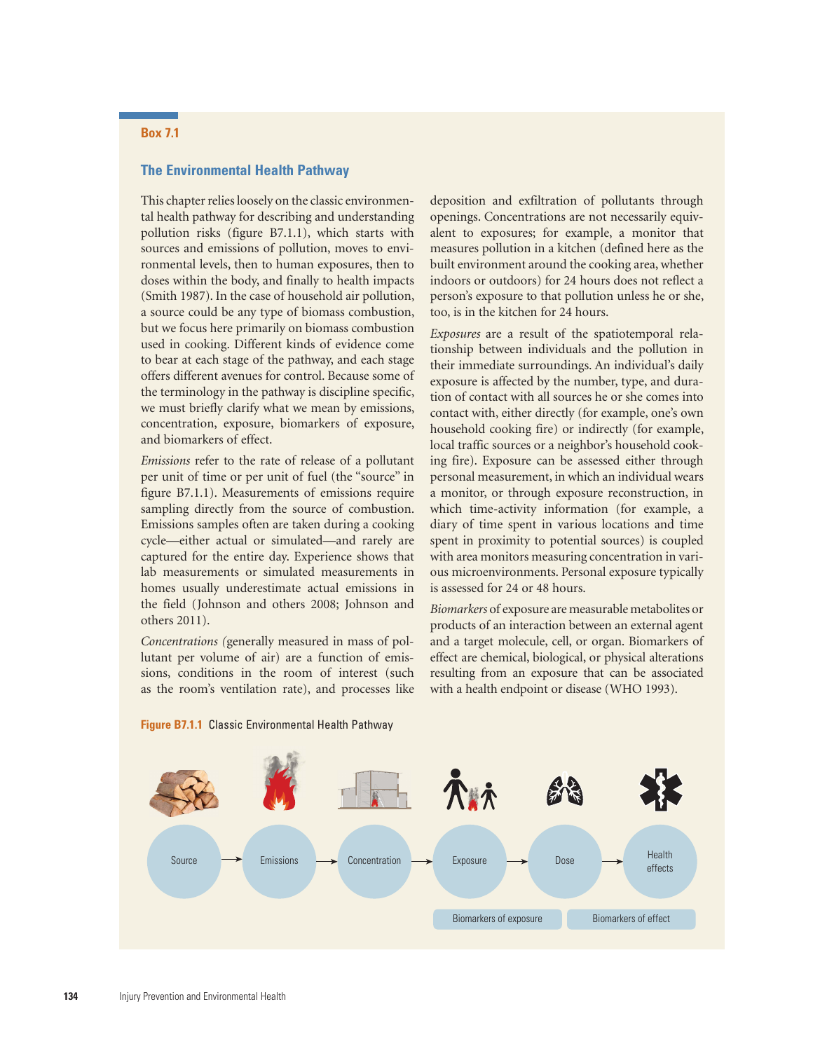**Box 7.1**

## The Environmental Health Pathway

This chapter relies loosely on the classic environmental health pathway for describing and understanding pollution risks (figure B7.1.1), which starts with sources and emissions of pollution, moves to environmental levels, then to human exposures, then to doses within the body, and finally to health impacts (Smith 1987). In the case of household air pollution, a source could be any type of biomass combustion, but we focus here primarily on biomass combustion used in cooking. Different kinds of evidence come to bear at each stage of the pathway, and each stage offers different avenues for control. Because some of the terminology in the pathway is discipline specific, we must briefly clarify what we mean by emissions, concentration, exposure, biomarkers of exposure, and biomarkers of effect.

*Emissions* refer to the rate of release of a pollutant per unit of time or per unit of fuel (the "source" in figure B7.1.1). Measurements of emissions require sampling directly from the source of combustion. Emissions samples often are taken during a cooking cycle—either actual or simulated—and rarely are captured for the entire day. Experience shows that lab measurements or simulated measurements in homes usually underestimate actual emissions in the field (Johnson and others 2008; Johnson and others 2011).

*Concentrations* (generally measured in mass of pollutant per volume of air) are a function of emissions, conditions in the room of interest (such as the room's ventilation rate), and processes like deposition and exfiltration of pollutants through openings. Concentrations are not necessarily equivalent to exposures; for example, a monitor that measures pollution in a kitchen (defined here as the built environment around the cooking area, whether indoors or outdoors) for 24 hours does not reflect a person's exposure to that pollution unless he or she, too, is in the kitchen for 24 hours.

*Exposures* are a result of the spatiotemporal relationship between individuals and the pollution in their immediate surroundings. An individual's daily exposure is affected by the number, type, and duration of contact with all sources he or she comes into contact with, either directly (for example, one's own household cooking fire) or indirectly (for example, local traffic sources or a neighbor's household cooking fire). Exposure can be assessed either through personal measurement, in which an individual wears a monitor, or through exposure reconstruction, in which time-activity information (for example, a diary of time spent in various locations and time spent in proximity to potential sources) is coupled with area monitors measuring concentration in various microenvironments. Personal exposure typically is assessed for 24 or 48 hours.

*Biomarkers* of exposure are measurable metabolites or products of an interaction between an external agent and a target molecule, cell, or organ. Biomarkers of effect are chemical, biological, or physical alterations resulting from an exposure that can be associated with a health endpoint or disease (WHO 1993).

**Figure B7.1.1** Classic Environmental Health Pathway

Source → Emissions → Concentration → Exposure → Dose → Health effects

Biomarkers of exposure

Biomarkers of effect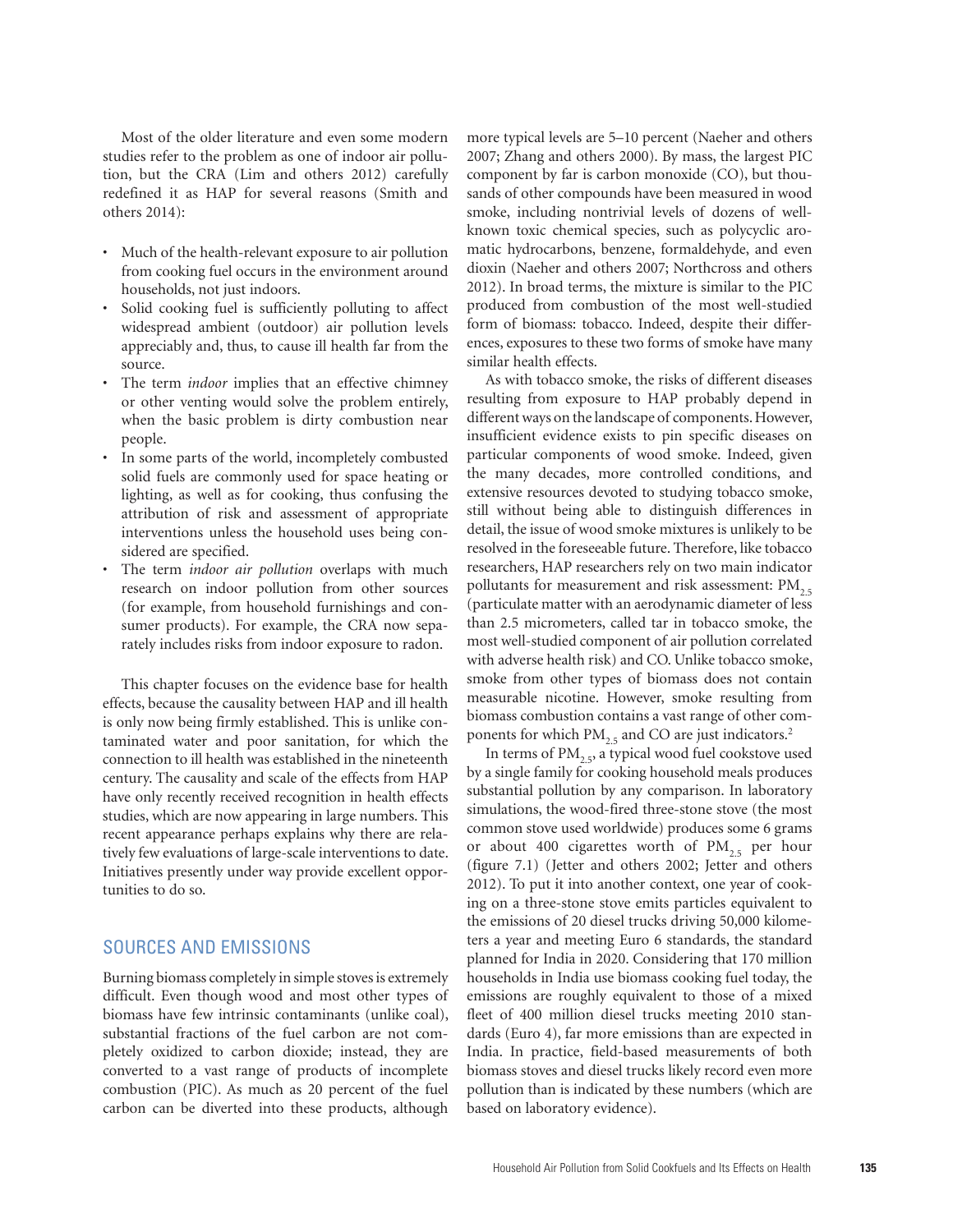Most of the older literature and even some modern studies refer to the problem as one of indoor air pollution, but the CRA (Lim and others 2012) carefully redefined it as HAP for several reasons (Smith and others 2014):

- Much of the health-relevant exposure to air pollution from cooking fuel occurs in the environment around households, not just indoors.
- Solid cooking fuel is sufficiently polluting to affect widespread ambient (outdoor) air pollution levels appreciably and, thus, to cause ill health far from the source.
- The term *indoor* implies that an effective chimney or other venting would solve the problem entirely, when the basic problem is dirty combustion near people.
- In some parts of the world, incompletely combusted solid fuels are commonly used for space heating or lighting, as well as for cooking, thus confusing the attribution of risk and assessment of appropriate interventions unless the household uses being considered are specified.
- The term *indoor air pollution* overlaps with much research on indoor pollution from other sources (for example, from household furnishings and consumer products). For example, the CRA now separately includes risks from indoor exposure to radon.

This chapter focuses on the evidence base for health effects, because the causality between HAP and ill health is only now being firmly established. This is unlike contaminated water and poor sanitation, for which the connection to ill health was established in the nineteenth century. The causality and scale of the effects from HAP have only recently received recognition in health effects studies, which are now appearing in large numbers. This recent appearance perhaps explains why there are relatively few evaluations of large-scale interventions to date. Initiatives presently under way provide excellent opportunities to do so.

## SOURCES AND EMISSIONS

Burning biomass completely in simple stoves is extremely difficult. Even though wood and most other types of biomass have few intrinsic contaminants (unlike coal), substantial fractions of the fuel carbon are not completely oxidized to carbon dioxide; instead, they are converted to a vast range of products of incomplete combustion (PIC). As much as 20 percent of the fuel carbon can be diverted into these products, although more typical levels are 5–10 percent (Naeher and others 2007; Zhang and others 2000). By mass, the largest PIC component by far is carbon monoxide (CO), but thousands of other compounds have been measured in wood smoke, including nontrivial levels of dozens of well-known toxic chemical species, such as polycyclic aromatic hydrocarbons, benzene, formaldehyde, and even dioxin (Naeher and others 2007; Northcross and others 2012). In broad terms, the mixture is similar to the PIC produced from combustion of the most well-studied form of biomass: tobacco. Indeed, despite their differences, exposures to these two forms of smoke have many similar health effects.

As with tobacco smoke, the risks of different diseases resulting from exposure to HAP probably depend in different ways on the landscape of components. However, insufficient evidence exists to pin specific diseases on particular components of wood smoke. Indeed, given the many decades, more controlled conditions, and extensive resources devoted to studying tobacco smoke, still without being able to distinguish differences in detail, the issue of wood smoke mixtures is unlikely to be resolved in the foreseeable future. Therefore, like tobacco researchers, HAP researchers rely on two main indicator pollutants for measurement and risk assessment: $PM_{2.5}$ (particulate matter with an aerodynamic diameter of less than 2.5 micrometers, called tar in tobacco smoke, the most well-studied component of air pollution correlated with adverse health risk) and CO. Unlike tobacco smoke, smoke from other types of biomass does not contain measurable nicotine. However, smoke resulting from biomass combustion contains a vast range of other components for which $PM_{2.5}$ and CO are just indicators.[2]

In terms of $PM_{2.5}$, a typical wood fuel cookstove used by a single family for cooking household meals produces substantial pollution by any comparison. In laboratory simulations, the wood-fired three-stone stove (the most common stove used worldwide) produces some 6 grams or about 400 cigarettes worth of $PM_{2.5}$ per hour (figure 7.1) (Jetter and others 2002; Jetter and others 2012). To put it into another context, one year of cooking on a three-stone stove emits particles equivalent to the emissions of 20 diesel trucks driving 50,000 kilometers a year and meeting Euro 6 standards, the standard planned for India in 2020. Considering that 170 million households in India use biomass cooking fuel today, the emissions are roughly equivalent to those of a mixed fleet of 400 million diesel trucks meeting 2010 standards (Euro 4), far more emissions than are expected in India. In practice, field-based measurements of both biomass stoves and diesel trucks likely record even more pollution than is indicated by these numbers (which are based on laboratory evidence).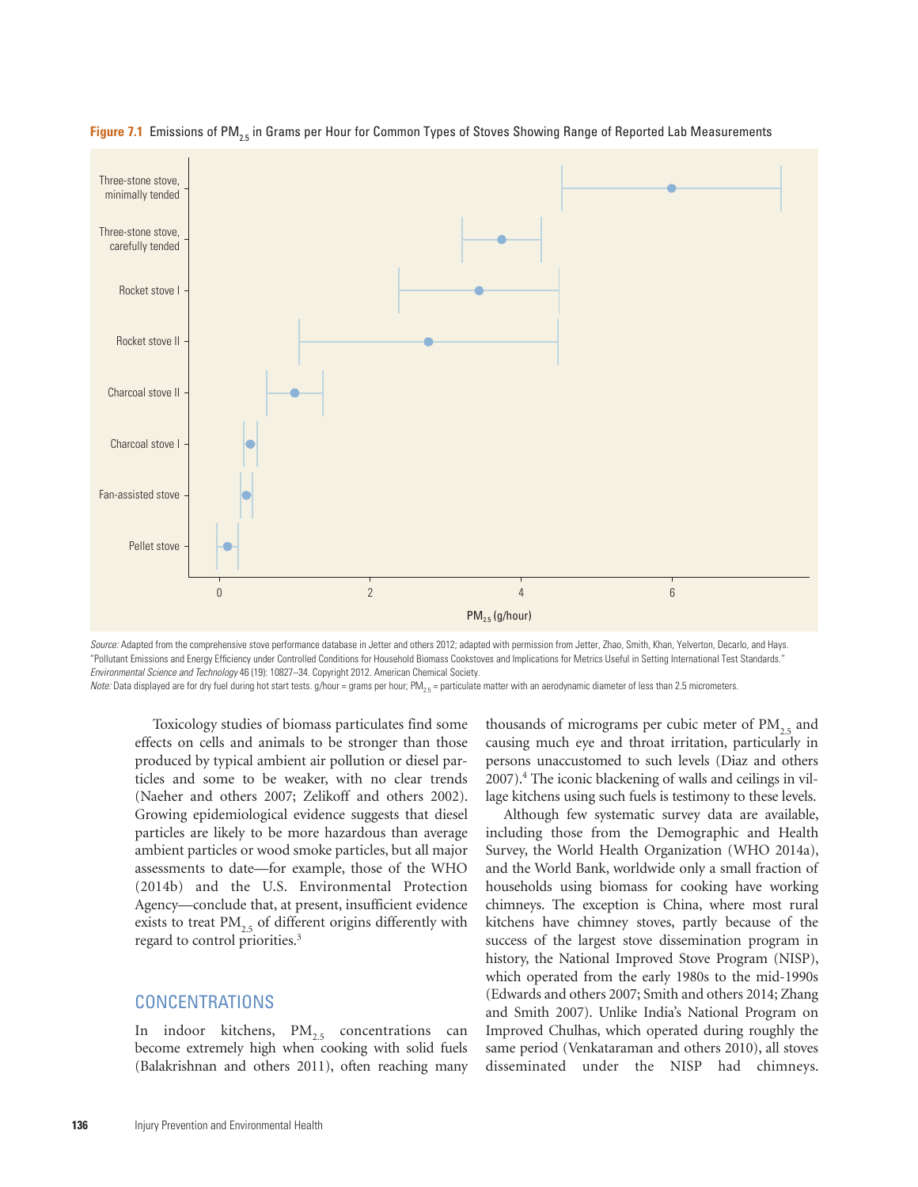**Figure 7.1** Emissions of $PM_{2.5}$ in Grams per Hour for Common Types of Stoves Showing Range of Reported Lab Measurements

*Source:* Adapted from the comprehensive stove performance database in Jetter and others 2012; adapted with permission from Jetter, Zhao, Smith, Khan, Yelverton, Decarlo, and Hays. "Pollutant Emissions and Energy Efficiency under Controlled Conditions for Household Biomass Cookstoves and Implications for Metrics Useful in Setting International Test Standards." *Environmental Science and Technology* 46 (19): 10827–34. Copyright 2012. American Chemical Society.

*Note:* Data displayed are for dry fuel during hot start tests. g/hour = grams per hour; $PM_{2.5}$ = particulate matter with an aerodynamic diameter of less than 2.5 micrometers.

Toxicology studies of biomass particulates find some effects on cells and animals to be stronger than those produced by typical ambient air pollution or diesel particles and some to be weaker, with no clear trends (Naeher and others 2007; Zelikoff and others 2002). Growing epidemiological evidence suggests that diesel particles are likely to be more hazardous than average ambient particles or wood smoke particles, but all major assessments to date—for example, those of the WHO (2014b) and the U.S. Environmental Protection Agency—conclude that, at present, insufficient evidence exists to treat $PM_{2.5}$ of different origins differently with regard to control priorities.[3]

## CONCENTRATIONS

In indoor kitchens, $PM_{2.5}$ concentrations can become extremely high when cooking with solid fuels (Balakrishnan and others 2011), often reaching many thousands of micrograms per cubic meter of $PM_{2.5}$ and causing much eye and throat irritation, particularly in persons unaccustomed to such levels (Diaz and others 2007).[4] The iconic blackening of walls and ceilings in village kitchens using such fuels is testimony to these levels.

Although few systematic survey data are available, including those from the Demographic and Health Survey, the World Health Organization (WHO 2014a), and the World Bank, worldwide only a small fraction of households using biomass for cooking have working chimneys. The exception is China, where most rural kitchens have chimney stoves, partly because of the success of the largest stove dissemination program in history, the National Improved Stove Program (NISP), which operated from the early 1980s to the mid-1990s (Edwards and others 2007; Smith and others 2014; Zhang and Smith 2007). Unlike India's National Program on Improved Chulhas, which operated during roughly the same period (Venkataraman and others 2010), all stoves disseminated under the NISP had chimneys.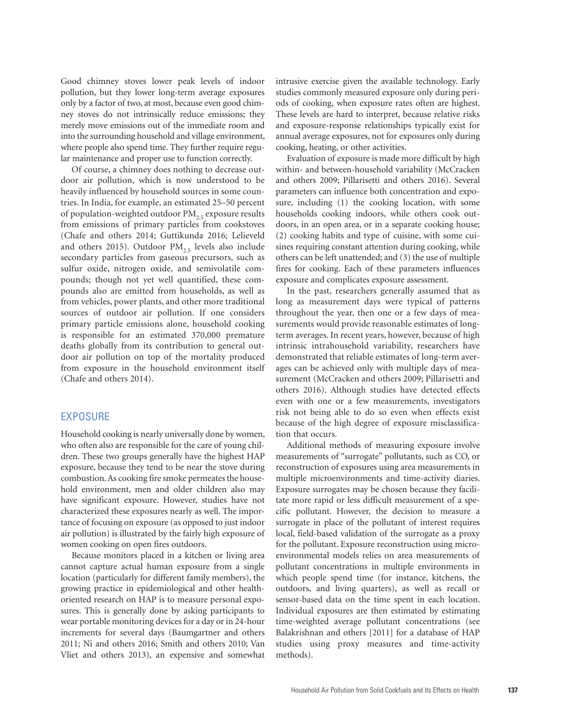Good chimney stoves lower peak levels of indoor pollution, but they lower long-term average exposures only by a factor of two, at most, because even good chimney stoves do not intrinsically reduce emissions; they merely move emissions out of the immediate room and into the surrounding household and village environment, where people also spend time. They further require regular maintenance and proper use to function correctly.

Of course, a chimney does nothing to decrease outdoor air pollution, which is now understood to be heavily influenced by household sources in some countries. In India, for example, an estimated 25–50 percent of population-weighted outdoor $PM_{2.5}$ exposure results from emissions of primary particles from cookstoves (Chafe and others 2014; Guttikunda 2016; Lelieveld and others 2015). Outdoor $PM_{2.5}$ levels also include secondary particles from gaseous precursors, such as sulfur oxide, nitrogen oxide, and semivolatile compounds; though not yet well quantified, these compounds also are emitted from households, as well as from vehicles, power plants, and other more traditional sources of outdoor air pollution. If one considers primary particle emissions alone, household cooking is responsible for an estimated 370,000 premature deaths globally from its contribution to general outdoor air pollution on top of the mortality produced from exposure in the household environment itself (Chafe and others 2014).

## EXPOSURE

Household cooking is nearly universally done by women, who often also are responsible for the care of young children. These two groups generally have the highest HAP exposure, because they tend to be near the stove during combustion. As cooking fire smoke permeates the household environment, men and older children also may have significant exposure. However, studies have not characterized these exposures nearly as well. The importance of focusing on exposure (as opposed to just indoor air pollution) is illustrated by the fairly high exposure of women cooking on open fires outdoors.

Because monitors placed in a kitchen or living area cannot capture actual human exposure from a single location (particularly for different family members), the growing practice in epidemiological and other health-oriented research on HAP is to measure personal exposures. This is generally done by asking participants to wear portable monitoring devices for a day or in 24-hour increments for several days (Baumgartner and others 2011; Ni and others 2016; Smith and others 2010; Van Vliet and others 2013), an expensive and somewhat intrusive exercise given the available technology. Early studies commonly measured exposure only during periods of cooking, when exposure rates often are highest. These levels are hard to interpret, because relative risks and exposure-response relationships typically exist for annual average exposures, not for exposures only during cooking, heating, or other activities.

Evaluation of exposure is made more difficult by high within- and between-household variability (McCracken and others 2009; Pillarisetti and others 2016). Several parameters can influence both concentration and exposure, including (1) the cooking location, with some households cooking indoors, while others cook outdoors, in an open area, or in a separate cooking house; (2) cooking habits and type of cuisine, with some cuisines requiring constant attention during cooking, while others can be left unattended; and (3) the use of multiple fires for cooking. Each of these parameters influences exposure and complicates exposure assessment.

In the past, researchers generally assumed that as long as measurement days were typical of patterns throughout the year, then one or a few days of measurements would provide reasonable estimates of long-term averages. In recent years, however, because of high intrinsic intrahousehold variability, researchers have demonstrated that reliable estimates of long-term averages can be achieved only with multiple days of measurement (McCracken and others 2009; Pillarisetti and others 2016). Although studies have detected effects even with one or a few measurements, investigators risk not being able to do so even when effects exist because of the high degree of exposure misclassification that occurs.

Additional methods of measuring exposure involve measurements of "surrogate" pollutants, such as CO, or reconstruction of exposures using area measurements in multiple microenvironments and time-activity diaries. Exposure surrogates may be chosen because they facilitate more rapid or less difficult measurement of a specific pollutant. However, the decision to measure a surrogate in place of the pollutant of interest requires local, field-based validation of the surrogate as a proxy for the pollutant. Exposure reconstruction using microenvironmental models relies on area measurements of pollutant concentrations in multiple environments in which people spend time (for instance, kitchens, the outdoors, and living quarters), as well as recall or sensor-based data on the time spent in each location. Individual exposures are then estimated by estimating time-weighted average pollutant concentrations (see Balakrishnan and others [2011] for a database of HAP studies using proxy measures and time-activity methods).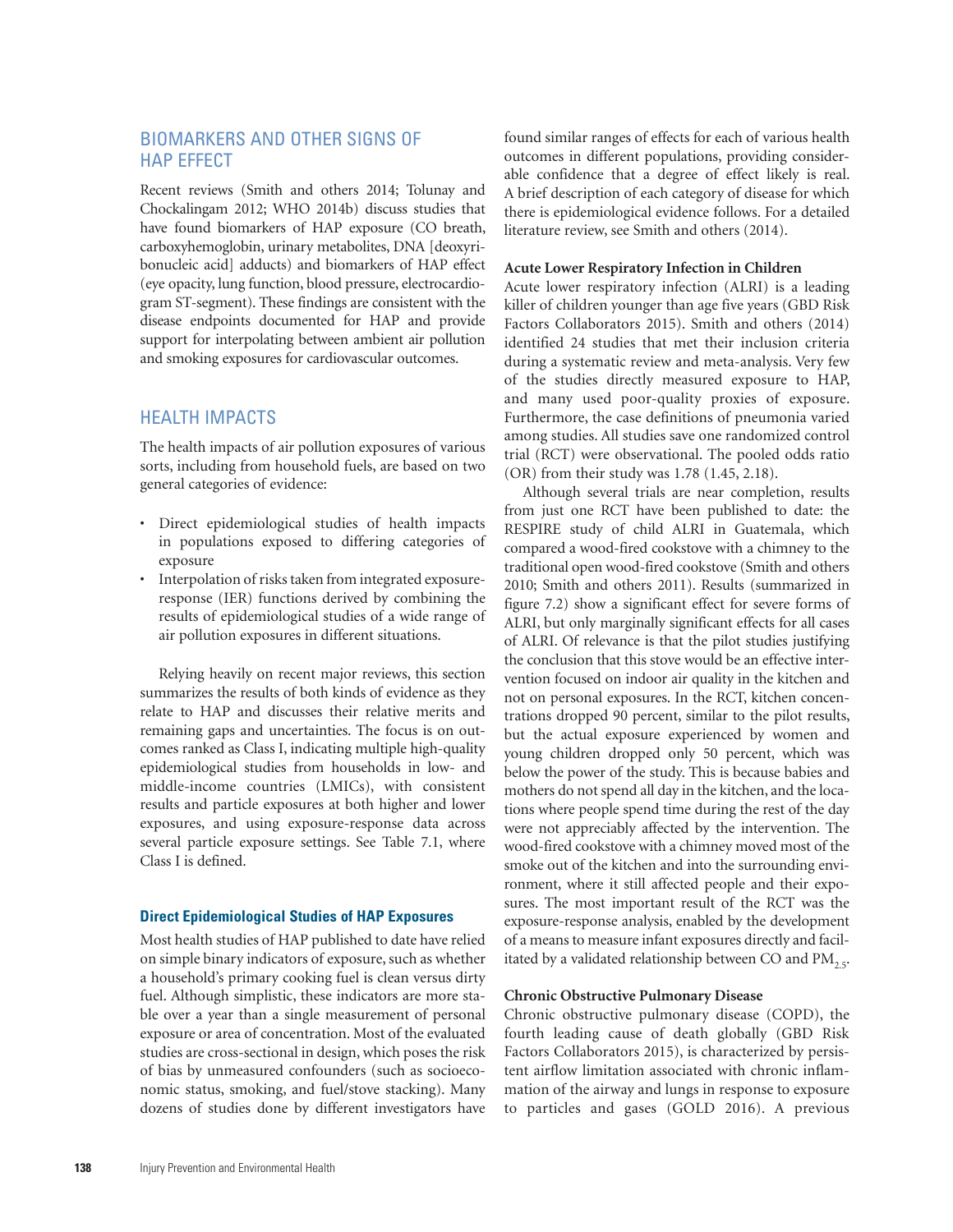## BIOMARKERS AND OTHER SIGNS OF HAP EFFECT

Recent reviews (Smith and others 2014; Tolunay and Chockalingam 2012; WHO 2014b) discuss studies that have found biomarkers of HAP exposure (CO breath, carboxyhemoglobin, urinary metabolites, DNA [deoxyribonucleic acid] adducts) and biomarkers of HAP effect (eye opacity, lung function, blood pressure, electrocardiogram ST-segment). These findings are consistent with the disease endpoints documented for HAP and provide support for interpolating between ambient air pollution and smoking exposures for cardiovascular outcomes.

## HEALTH IMPACTS

The health impacts of air pollution exposures of various sorts, including from household fuels, are based on two general categories of evidence:

- Direct epidemiological studies of health impacts in populations exposed to differing categories of exposure
- Interpolation of risks taken from integrated exposure-response (IER) functions derived by combining the results of epidemiological studies of a wide range of air pollution exposures in different situations.

Relying heavily on recent major reviews, this section summarizes the results of both kinds of evidence as they relate to HAP and discusses their relative merits and remaining gaps and uncertainties. The focus is on outcomes ranked as Class I, indicating multiple high-quality epidemiological studies from households in low- and middle-income countries (LMICs), with consistent results and particle exposures at both higher and lower exposures, and using exposure-response data across several particle exposure settings. See Table 7.1, where Class I is defined.

### Direct Epidemiological Studies of HAP Exposures

Most health studies of HAP published to date have relied on simple binary indicators of exposure, such as whether a household's primary cooking fuel is clean versus dirty fuel. Although simplistic, these indicators are more stable over a year than a single measurement of personal exposure or area of concentration. Most of the evaluated studies are cross-sectional in design, which poses the risk of bias by unmeasured confounders (such as socioeconomic status, smoking, and fuel/stove stacking). Many dozens of studies done by different investigators have found similar ranges of effects for each of various health outcomes in different populations, providing considerable confidence that a degree of effect likely is real. A brief description of each category of disease for which there is epidemiological evidence follows. For a detailed literature review, see Smith and others (2014).

#### Acute Lower Respiratory Infection in Children

Acute lower respiratory infection (ALRI) is a leading killer of children younger than age five years (GBD Risk Factors Collaborators 2015). Smith and others (2014) identified 24 studies that met their inclusion criteria during a systematic review and meta-analysis. Very few of the studies directly measured exposure to HAP, and many used poor-quality proxies of exposure. Furthermore, the case definitions of pneumonia varied among studies. All studies save one randomized control trial (RCT) were observational. The pooled odds ratio (OR) from their study was 1.78 (1.45, 2.18).

Although several trials are near completion, results from just one RCT have been published to date: the RESPIRE study of child ALRI in Guatemala, which compared a wood-fired cookstove with a chimney to the traditional open wood-fired cookstove (Smith and others 2010; Smith and others 2011). Results (summarized in figure 7.2) show a significant effect for severe forms of ALRI, but only marginally significant effects for all cases of ALRI. Of relevance is that the pilot studies justifying the conclusion that this stove would be an effective intervention focused on indoor air quality in the kitchen and not on personal exposures. In the RCT, kitchen concentrations dropped 90 percent, similar to the pilot results, but the actual exposure experienced by women and young children dropped only 50 percent, which was below the power of the study. This is because babies and mothers do not spend all day in the kitchen, and the locations where people spend time during the rest of the day were not appreciably affected by the intervention. The wood-fired cookstove with a chimney moved most of the smoke out of the kitchen and into the surrounding environment, where it still affected people and their exposures. The most important result of the RCT was the exposure-response analysis, enabled by the development of a means to measure infant exposures directly and facilitated by a validated relationship between CO and $PM_{2.5}$.

#### Chronic Obstructive Pulmonary Disease

Chronic obstructive pulmonary disease (COPD), the fourth leading cause of death globally (GBD Risk Factors Collaborators 2015), is characterized by persistent airflow limitation associated with chronic inflammation of the airway and lungs in response to exposure to particles and gases (GOLD 2016). A previous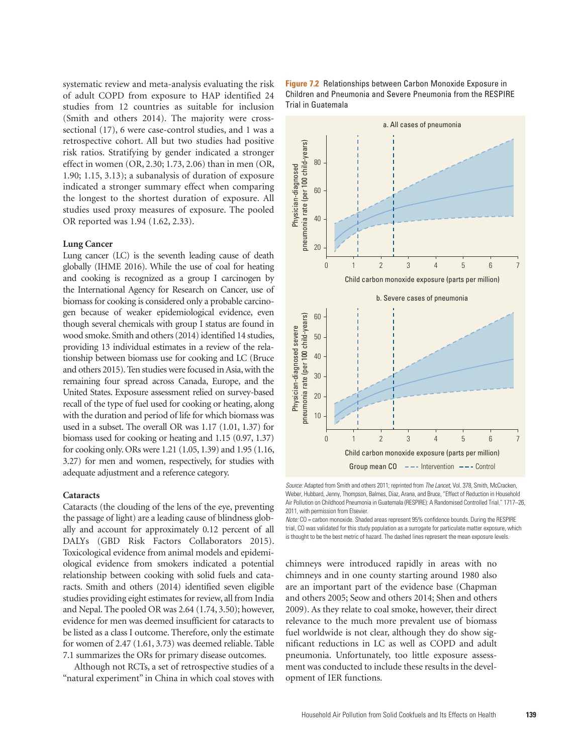systematic review and meta-analysis evaluating the risk of adult COPD from exposure to HAP identified 24 studies from 12 countries as suitable for inclusion (Smith and others 2014). The majority were cross-sectional (17), 6 were case-control studies, and 1 was a retrospective cohort. All but two studies had positive risk ratios. Stratifying by gender indicated a stronger effect in women (OR, 2.30; 1.73, 2.06) than in men (OR, 1.90; 1.15, 3.13); a subanalysis of duration of exposure indicated a stronger summary effect when comparing the longest to the shortest duration of exposure. All studies used proxy measures of exposure. The pooled OR reported was 1.94 (1.62, 2.33).

**Lung Cancer**

Lung cancer (LC) is the seventh leading cause of death globally (IHME 2016). While the use of coal for heating and cooking is recognized as a group I carcinogen by the International Agency for Research on Cancer, use of biomass for cooking is considered only a probable carcinogen because of weaker epidemiological evidence, even though several chemicals with group I status are found in wood smoke. Smith and others (2014) identified 14 studies, providing 13 individual estimates in a review of the relationship between biomass use for cooking and LC (Bruce and others 2015). Ten studies were focused in Asia, with the remaining four spread across Canada, Europe, and the United States. Exposure assessment relied on survey-based recall of the type of fuel used for cooking or heating, along with the duration and period of life for which biomass was used in a subset. The overall OR was 1.17 (1.01, 1.37) for biomass used for cooking or heating and 1.15 (0.97, 1.37) for cooking only. ORs were 1.21 (1.05, 1.39) and 1.95 (1.16, 3.27) for men and women, respectively, for studies with adequate adjustment and a reference category.

**Cataracts**

Cataracts (the clouding of the lens of the eye, preventing the passage of light) are a leading cause of blindness globally and account for approximately 0.12 percent of all DALYs (GBD Risk Factors Collaborators 2015). Toxicological evidence from animal models and epidemiological evidence from smokers indicated a potential relationship between cooking with solid fuels and cataracts. Smith and others (2014) identified seven eligible studies providing eight estimates for review, all from India and Nepal. The pooled OR was 2.64 (1.74, 3.50); however, evidence for men was deemed insufficient for cataracts to be listed as a class I outcome. Therefore, only the estimate for women of 2.47 (1.61, 3.73) was deemed reliable. Table 7.1 summarizes the ORs for primary disease outcomes.

Although not RCTs, a set of retrospective studies of a "natural experiment" in China in which coal stoves with chimneys were introduced rapidly in areas with no chimneys and in one county starting around 1980 also are an important part of the evidence base (Chapman and others 2005; Seow and others 2014; Shen and others 2009). As they relate to coal smoke, however, their direct relevance to the much more prevalent use of biomass fuel worldwide is not clear, although they do show significant reductions in LC as well as COPD and adult pneumonia. Unfortunately, too little exposure assessment was conducted to include these results in the development of IER functions.

**Figure 7.2** Relationships between Carbon Monoxide Exposure in Children and Pneumonia and Severe Pneumonia from the RESPIRE Trial in Guatemala

*Source:* Adapted from Smith and others 2011; reprinted from *The Lancet*, Vol. 378, Smith, McCracken, Weber, Hubbard, Jenny, Thompson, Balmes, Diaz, Arana, and Bruce, "Effect of Reduction in Household Air Pollution on Childhood Pneumonia in Guatemala (RESPIRE): A Randomised Controlled Trial." 1717–26, 2011, with permission from Elsevier.

*Note:* CO = carbon monoxide. Shaded areas represent 95% confidence bounds. During the RESPIRE trial, CO was validated for this study population as a surrogate for particulate matter exposure, which is thought to be the best metric of hazard. The dashed lines represent the mean exposure levels.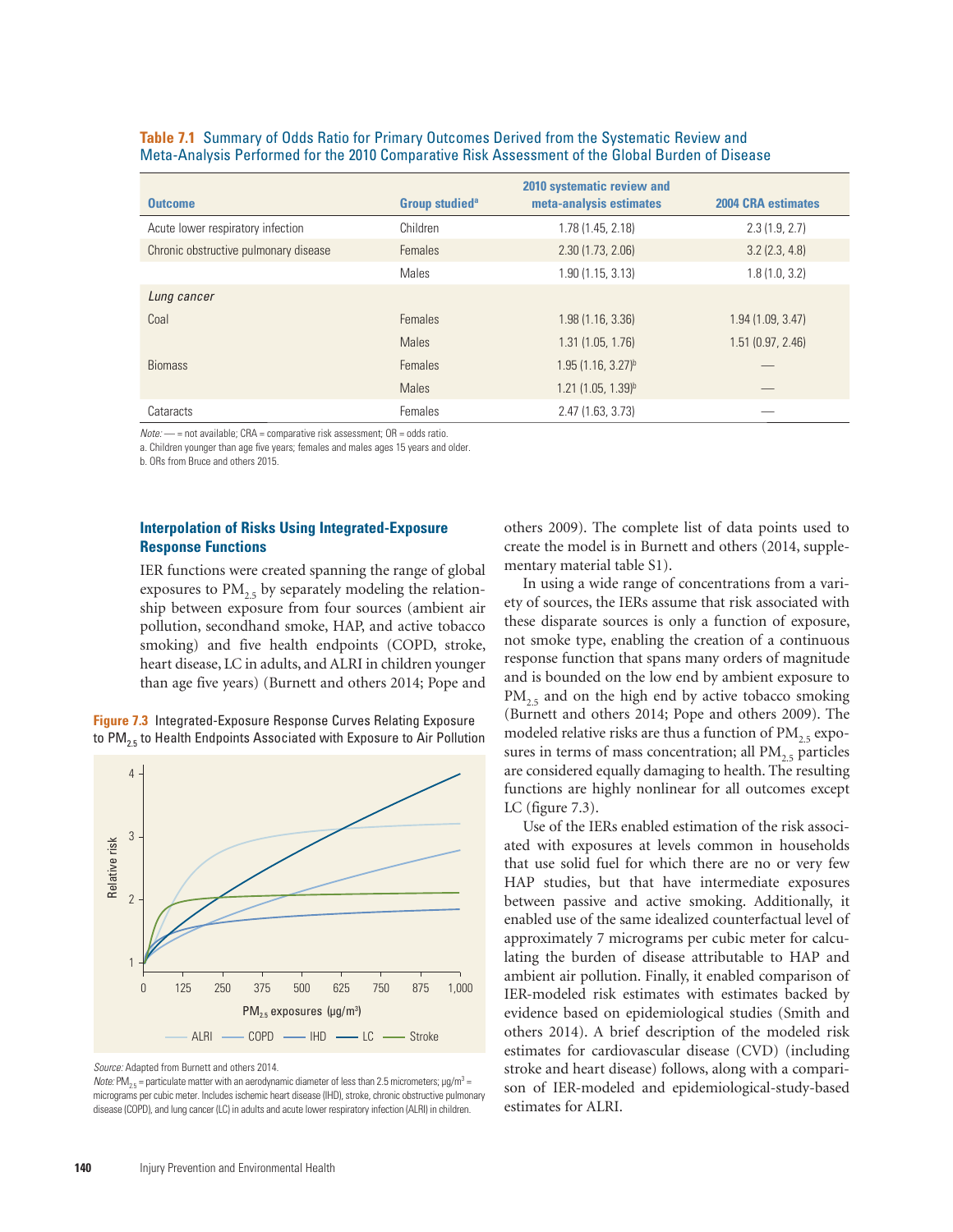**Table 7.1** Summary of Odds Ratio for Primary Outcomes Derived from the Systematic Review and Meta-Analysis Performed for the 2010 Comparative Risk Assessment of the Global Burden of Disease

| Outcome | Group studied[a] | 2010 systematic review and meta-analysis estimates | 2004 CRA estimates |
|---|---|---|---|
| Acute lower respiratory infection | Children | 1.78 (1.45, 2.18) | 2.3 (1.9, 2.7) |
| Chronic obstructive pulmonary disease | Females | 2.30 (1.73, 2.06) | 3.2 (2.3, 4.8) |
| | Males | 1.90 (1.15, 3.13) | 1.8 (1.0, 3.2) |
| *Lung cancer* | | | |
| Coal | Females | 1.98 (1.16, 3.36) | 1.94 (1.09, 3.47) |
| | Males | 1.31 (1.05, 1.76) | 1.51 (0.97, 2.46) |
| Biomass | Females | 1.95 (1.16, 3.27)[b] | — |
| | Males | 1.21 (1.05, 1.39)[b] | — |
| Cataracts | Females | 2.47 (1.63, 3.73) | — |

*Note:* — = not available; CRA = comparative risk assessment; OR = odds ratio.
a. Children younger than age five years; females and males ages 15 years and older.
b. ORs from Bruce and others 2015.

### Interpolation of Risks Using Integrated-Exposure Response Functions

IER functions were created spanning the range of global exposures to $PM_{2.5}$ by separately modeling the relationship between exposure from four sources (ambient air pollution, secondhand smoke, HAP, and active tobacco smoking) and five health endpoints (COPD, stroke, heart disease, LC in adults, and ALRI in children younger than age five years) (Burnett and others 2014; Pope and others 2009). The complete list of data points used to create the model is in Burnett and others (2014, supplementary material table S1).

In using a wide range of concentrations from a variety of sources, the IERs assume that risk associated with these disparate sources is only a function of exposure, not smoke type, enabling the creation of a continuous response function that spans many orders of magnitude and is bounded on the low end by ambient exposure to $PM_{2.5}$ and on the high end by active tobacco smoking (Burnett and others 2014; Pope and others 2009). The modeled relative risks are thus a function of $PM_{2.5}$ exposures in terms of mass concentration; all $PM_{2.5}$ particles are considered equally damaging to health. The resulting functions are highly nonlinear for all outcomes except LC (figure 7.3).

**Figure 7.3** Integrated-Exposure Response Curves Relating Exposure to $PM_{2.5}$ to Health Endpoints Associated with Exposure to Air Pollution

*Source:* Adapted from Burnett and others 2014.
*Note:* $PM_{2.5}$ = particulate matter with an aerodynamic diameter of less than 2.5 micrometers; $\mu g/m^3$ = micrograms per cubic meter. Includes ischemic heart disease (IHD), stroke, chronic obstructive pulmonary disease (COPD), and lung cancer (LC) in adults and acute lower respiratory infection (ALRI) in children.

Use of the IERs enabled estimation of the risk associated with exposures at levels common in households that use solid fuel for which there are no or very few HAP studies, but that have intermediate exposures between passive and active smoking. Additionally, it enabled use of the same idealized counterfactual level of approximately 7 micrograms per cubic meter for calculating the burden of disease attributable to HAP and ambient air pollution. Finally, it enabled comparison of IER-modeled risk estimates with estimates backed by evidence based on epidemiological studies (Smith and others 2014). A brief description of the modeled risk estimates for cardiovascular disease (CVD) (including stroke and heart disease) follows, along with a comparison of IER-modeled and epidemiological-study-based estimates for ALRI.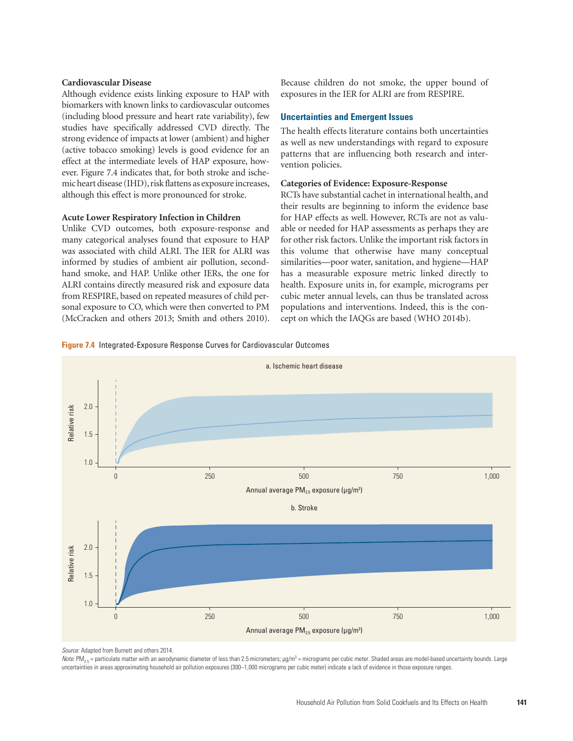### Cardiovascular Disease

Although evidence exists linking exposure to HAP with biomarkers with known links to cardiovascular outcomes (including blood pressure and heart rate variability), few studies have specifically addressed CVD directly. The strong evidence of impacts at lower (ambient) and higher (active tobacco smoking) levels is good evidence for an effect at the intermediate levels of HAP exposure, however. Figure 7.4 indicates that, for both stroke and ischemic heart disease (IHD), risk flattens as exposure increases, although this effect is more pronounced for stroke.

### Acute Lower Respiratory Infection in Children

Unlike CVD outcomes, both exposure-response and many categorical analyses found that exposure to HAP was associated with child ALRI. The IER for ALRI was informed by studies of ambient air pollution, secondhand smoke, and HAP. Unlike other IERs, the one for ALRI contains directly measured risk and exposure data from RESPIRE, based on repeated measures of child personal exposure to CO, which were then converted to PM (McCracken and others 2013; Smith and others 2010). Because children do not smoke, the upper bound of exposures in the IER for ALRI are from RESPIRE.

## Uncertainties and Emergent Issues

The health effects literature contains both uncertainties as well as new understandings with regard to exposure patterns that are influencing both research and intervention policies.

### Categories of Evidence: Exposure-Response

RCTs have substantial cachet in international health, and their results are beginning to inform the evidence base for HAP effects as well. However, RCTs are not as valuable or needed for HAP assessments as perhaps they are for other risk factors. Unlike the important risk factors in this volume that otherwise have many conceptual similarities—poor water, sanitation, and hygiene—HAP has a measurable exposure metric linked directly to health. Exposure units in, for example, micrograms per cubic meter annual levels, can thus be translated across populations and interventions. Indeed, this is the concept on which the IAQGs are based (WHO 2014b).

**Figure 7.4** Integrated-Exposure Response Curves for Cardiovascular Outcomes

a. Ischemic heart disease

b. Stroke

*Source:* Adapted from Burnett and others 2014.

*Note:* $PM_{2.5}$ = particulate matter with an aerodynamic diameter of less than 2.5 micrometers; μg/m$^3$ = micrograms per cubic meter. Shaded areas are model-based uncertainty bounds. Large uncertainties in areas approximating household air pollution exposures (300–1,000 micrograms per cubic meter) indicate a lack of evidence in those exposure ranges.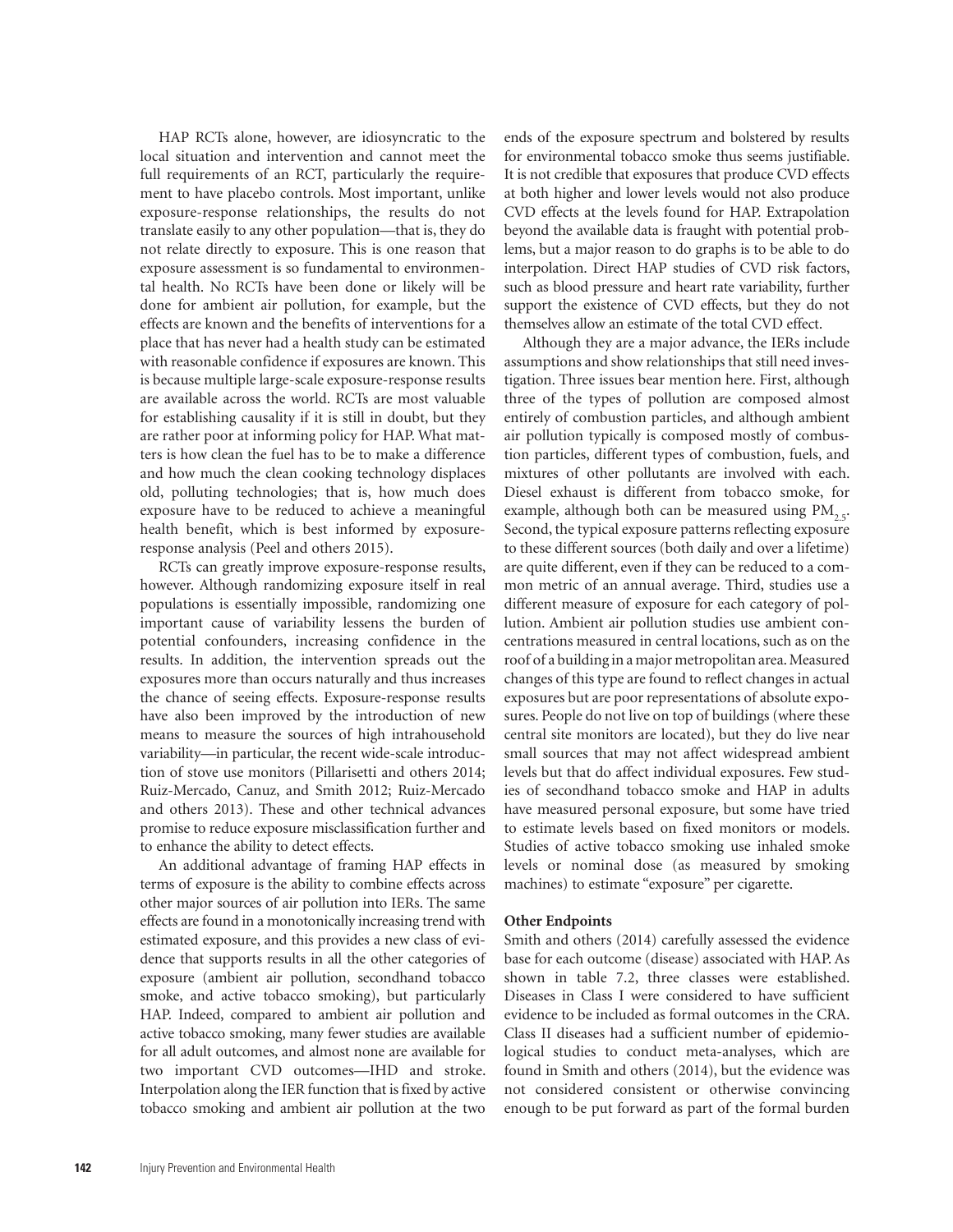HAP RCTs alone, however, are idiosyncratic to the local situation and intervention and cannot meet the full requirements of an RCT, particularly the requirement to have placebo controls. Most important, unlike exposure-response relationships, the results do not translate easily to any other population—that is, they do not relate directly to exposure. This is one reason that exposure assessment is so fundamental to environmental health. No RCTs have been done or likely will be done for ambient air pollution, for example, but the effects are known and the benefits of interventions for a place that has never had a health study can be estimated with reasonable confidence if exposures are known. This is because multiple large-scale exposure-response results are available across the world. RCTs are most valuable for establishing causality if it is still in doubt, but they are rather poor at informing policy for HAP. What matters is how clean the fuel has to be to make a difference and how much the clean cooking technology displaces old, polluting technologies; that is, how much does exposure have to be reduced to achieve a meaningful health benefit, which is best informed by exposure-response analysis (Peel and others 2015).

RCTs can greatly improve exposure-response results, however. Although randomizing exposure itself in real populations is essentially impossible, randomizing one important cause of variability lessens the burden of potential confounders, increasing confidence in the results. In addition, the intervention spreads out the exposures more than occurs naturally and thus increases the chance of seeing effects. Exposure-response results have also been improved by the introduction of new means to measure the sources of high intrahousehold variability—in particular, the recent wide-scale introduction of stove use monitors (Pillarisetti and others 2014; Ruiz-Mercado, Canuz, and Smith 2012; Ruiz-Mercado and others 2013). These and other technical advances promise to reduce exposure misclassification further and to enhance the ability to detect effects.

An additional advantage of framing HAP effects in terms of exposure is the ability to combine effects across other major sources of air pollution into IERs. The same effects are found in a monotonically increasing trend with estimated exposure, and this provides a new class of evidence that supports results in all the other categories of exposure (ambient air pollution, secondhand tobacco smoke, and active tobacco smoking), but particularly HAP. Indeed, compared to ambient air pollution and active tobacco smoking, many fewer studies are available for all adult outcomes, and almost none are available for two important CVD outcomes—IHD and stroke. Interpolation along the IER function that is fixed by active tobacco smoking and ambient air pollution at the two ends of the exposure spectrum and bolstered by results for environmental tobacco smoke thus seems justifiable. It is not credible that exposures that produce CVD effects at both higher and lower levels would not also produce CVD effects at the levels found for HAP. Extrapolation beyond the available data is fraught with potential problems, but a major reason to do graphs is to be able to do interpolation. Direct HAP studies of CVD risk factors, such as blood pressure and heart rate variability, further support the existence of CVD effects, but they do not themselves allow an estimate of the total CVD effect.

Although they are a major advance, the IERs include assumptions and show relationships that still need investigation. Three issues bear mention here. First, although three of the types of pollution are composed almost entirely of combustion particles, and although ambient air pollution typically is composed mostly of combustion particles, different types of combustion, fuels, and mixtures of other pollutants are involved with each. Diesel exhaust is different from tobacco smoke, for example, although both can be measured using $PM_{2.5}$. Second, the typical exposure patterns reflecting exposure to these different sources (both daily and over a lifetime) are quite different, even if they can be reduced to a common metric of an annual average. Third, studies use a different measure of exposure for each category of pollution. Ambient air pollution studies use ambient concentrations measured in central locations, such as on the roof of a building in a major metropolitan area. Measured changes of this type are found to reflect changes in actual exposures but are poor representations of absolute exposures. People do not live on top of buildings (where these central site monitors are located), but they do live near small sources that may not affect widespread ambient levels but that do affect individual exposures. Few studies of secondhand tobacco smoke and HAP in adults have measured personal exposure, but some have tried to estimate levels based on fixed monitors or models. Studies of active tobacco smoking use inhaled smoke levels or nominal dose (as measured by smoking machines) to estimate "exposure" per cigarette.

### Other Endpoints

Smith and others (2014) carefully assessed the evidence base for each outcome (disease) associated with HAP. As shown in table 7.2, three classes were established. Diseases in Class I were considered to have sufficient evidence to be included as formal outcomes in the CRA. Class II diseases had a sufficient number of epidemiological studies to conduct meta-analyses, which are found in Smith and others (2014), but the evidence was not considered consistent or otherwise convincing enough to be put forward as part of the formal burden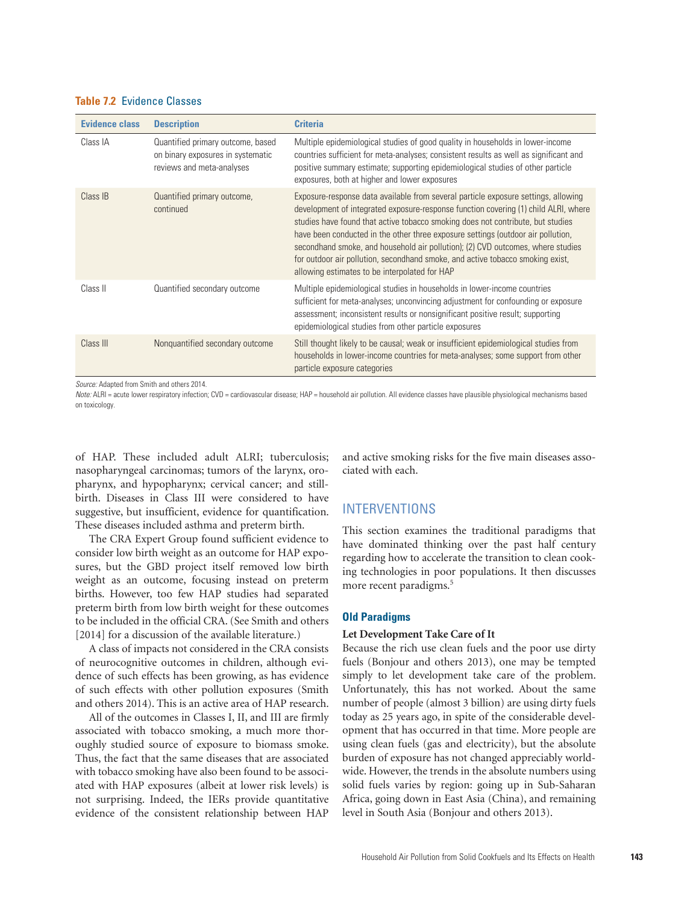**Table 7.2** Evidence Classes

| Evidence class | Description | Criteria |
| --- | --- | --- |
| Class IA | Quantified primary outcome, based on binary exposures in systematic reviews and meta-analyses | Multiple epidemiological studies of good quality in households in lower-income countries sufficient for meta-analyses; consistent results as well as significant and positive summary estimate; supporting epidemiological studies of other particle exposures, both at higher and lower exposures |
| Class IB | Quantified primary outcome, continued | Exposure-response data available from several particle exposure settings, allowing development of integrated exposure-response function covering (1) child ALRI, where studies have found that active tobacco smoking does not contribute, but studies have been conducted in the other three exposure settings (outdoor air pollution, secondhand smoke, and household air pollution); (2) CVD outcomes, where studies for outdoor air pollution, secondhand smoke, and active tobacco smoking exist, allowing estimates to be interpolated for HAP |
| Class II | Quantified secondary outcome | Multiple epidemiological studies in households in lower-income countries sufficient for meta-analyses; unconvincing adjustment for confounding or exposure assessment; inconsistent results or nonsignificant positive result; supporting epidemiological studies from other particle exposures |
| Class III | Nonquantified secondary outcome | Still thought likely to be causal; weak or insufficient epidemiological studies from households in lower-income countries for meta-analyses; some support from other particle exposure categories |

*Source:* Adapted from Smith and others 2014.
*Note:* ALRI = acute lower respiratory infection; CVD = cardiovascular disease; HAP = household air pollution. All evidence classes have plausible physiological mechanisms based on toxicology.

of HAP. These included adult ALRI; tuberculosis; nasopharyngeal carcinomas; tumors of the larynx, oropharynx, and hypopharynx; cervical cancer; and stillbirth. Diseases in Class III were considered to have suggestive, but insufficient, evidence for quantification. These diseases included asthma and preterm birth.

The CRA Expert Group found sufficient evidence to consider low birth weight as an outcome for HAP exposures, but the GBD project itself removed low birth weight as an outcome, focusing instead on preterm births. However, too few HAP studies had separated preterm birth from low birth weight for these outcomes to be included in the official CRA. (See Smith and others [2014] for a discussion of the available literature.)

A class of impacts not considered in the CRA consists of neurocognitive outcomes in children, although evidence of such effects has been growing, as has evidence of such effects with other pollution exposures (Smith and others 2014). This is an active area of HAP research.

All of the outcomes in Classes I, II, and III are firmly associated with tobacco smoking, a much more thoroughly studied source of exposure to biomass smoke. Thus, the fact that the same diseases that are associated with tobacco smoking have also been found to be associated with HAP exposures (albeit at lower risk levels) is not surprising. Indeed, the IERs provide quantitative evidence of the consistent relationship between HAP and active smoking risks for the five main diseases associated with each.

## INTERVENTIONS

This section examines the traditional paradigms that have dominated thinking over the past half century regarding how to accelerate the transition to clean cooking technologies in poor populations. It then discusses more recent paradigms.[5]

### Old Paradigms

#### Let Development Take Care of It

Because the rich use clean fuels and the poor use dirty fuels (Bonjour and others 2013), one may be tempted simply to let development take care of the problem. Unfortunately, this has not worked. About the same number of people (almost 3 billion) are using dirty fuels today as 25 years ago, in spite of the considerable development that has occurred in that time. More people are using clean fuels (gas and electricity), but the absolute burden of exposure has not changed appreciably worldwide. However, the trends in the absolute numbers using solid fuels varies by region: going up in Sub-Saharan Africa, going down in East Asia (China), and remaining level in South Asia (Bonjour and others 2013).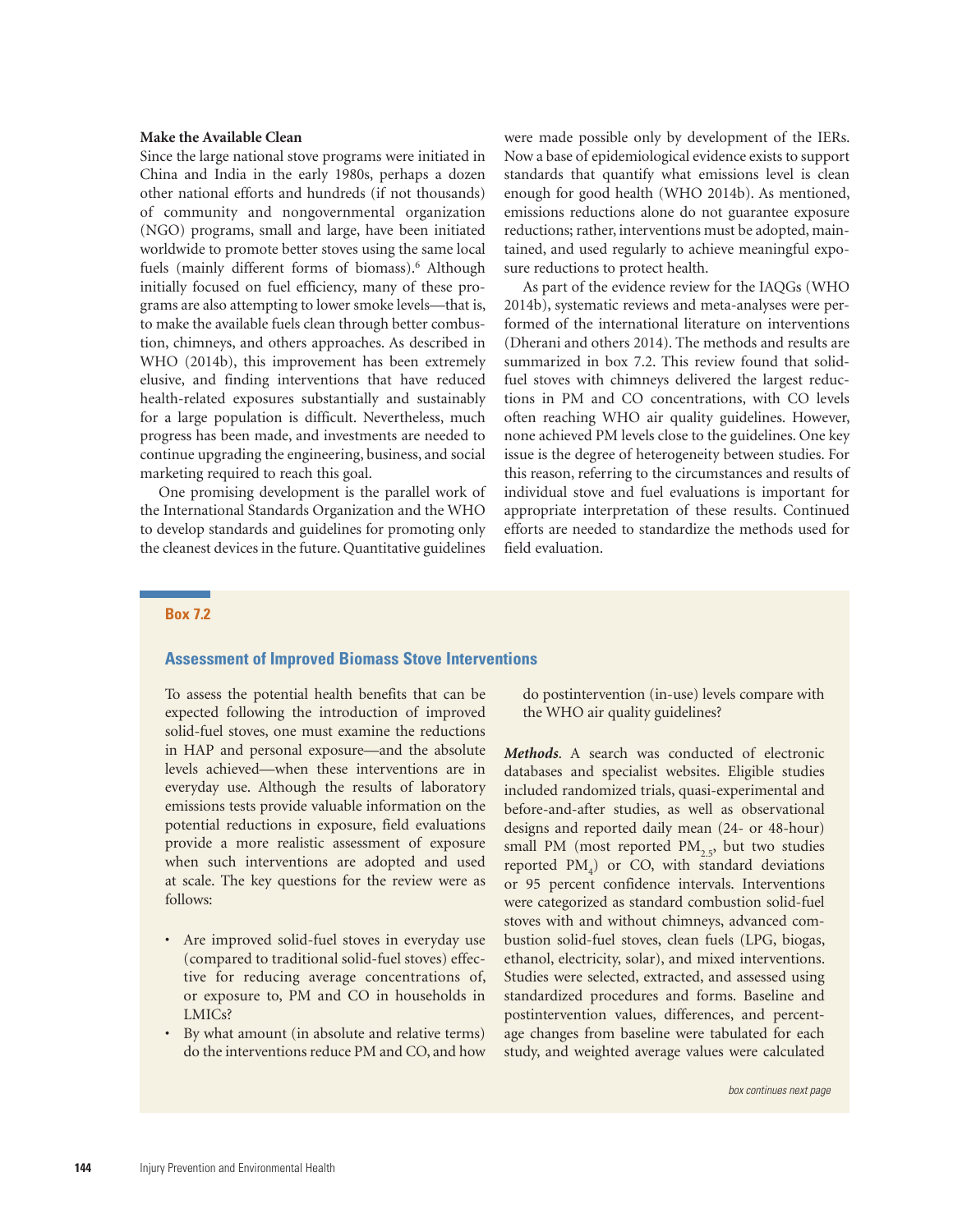### Make the Available Clean

Since the large national stove programs were initiated in China and India in the early 1980s, perhaps a dozen other national efforts and hundreds (if not thousands) of community and nongovernmental organization (NGO) programs, small and large, have been initiated worldwide to promote better stoves using the same local fuels (mainly different forms of biomass).[6] Although initially focused on fuel efficiency, many of these programs are also attempting to lower smoke levels—that is, to make the available fuels clean through better combustion, chimneys, and others approaches. As described in WHO (2014b), this improvement has been extremely elusive, and finding interventions that have reduced health-related exposures substantially and sustainably for a large population is difficult. Nevertheless, much progress has been made, and investments are needed to continue upgrading the engineering, business, and social marketing required to reach this goal.

One promising development is the parallel work of the International Standards Organization and the WHO to develop standards and guidelines for promoting only the cleanest devices in the future. Quantitative guidelines were made possible only by development of the IERs. Now a base of epidemiological evidence exists to support standards that quantify what emissions level is clean enough for good health (WHO 2014b). As mentioned, emissions reductions alone do not guarantee exposure reductions; rather, interventions must be adopted, maintained, and used regularly to achieve meaningful exposure reductions to protect health.

As part of the evidence review for the IAQGs (WHO 2014b), systematic reviews and meta-analyses were performed of the international literature on interventions (Dherani and others 2014). The methods and results are summarized in box 7.2. This review found that solid-fuel stoves with chimneys delivered the largest reductions in PM and CO concentrations, with CO levels often reaching WHO air quality guidelines. However, none achieved PM levels close to the guidelines. One key issue is the degree of heterogeneity between studies. For this reason, referring to the circumstances and results of individual stove and fuel evaluations is important for appropriate interpretation of these results. Continued efforts are needed to standardize the methods used for field evaluation.

**Box 7.2**

#### Assessment of Improved Biomass Stove Interventions

To assess the potential health benefits that can be expected following the introduction of improved solid-fuel stoves, one must examine the reductions in HAP and personal exposure—and the absolute levels achieved—when these interventions are in everyday use. Although the results of laboratory emissions tests provide valuable information on the potential reductions in exposure, field evaluations provide a more realistic assessment of exposure when such interventions are adopted and used at scale. The key questions for the review were as follows:

- Are improved solid-fuel stoves in everyday use (compared to traditional solid-fuel stoves) effective for reducing average concentrations of, or exposure to, PM and CO in households in LMICs?
- By what amount (in absolute and relative terms) do the interventions reduce PM and CO, and how do postintervention (in-use) levels compare with the WHO air quality guidelines?

***Methods***. A search was conducted of electronic databases and specialist websites. Eligible studies included randomized trials, quasi-experimental and before-and-after studies, as well as observational designs and reported daily mean (24- or 48-hour) small PM (most reported $PM_{2.5}$, but two studies reported $PM_4$) or CO, with standard deviations or 95 percent confidence intervals. Interventions were categorized as standard combustion solid-fuel stoves with and without chimneys, advanced combustion solid-fuel stoves, clean fuels (LPG, biogas, ethanol, electricity, solar), and mixed interventions. Studies were selected, extracted, and assessed using standardized procedures and forms. Baseline and postintervention values, differences, and percentage changes from baseline were tabulated for each study, and weighted average values were calculated

*box continues next page*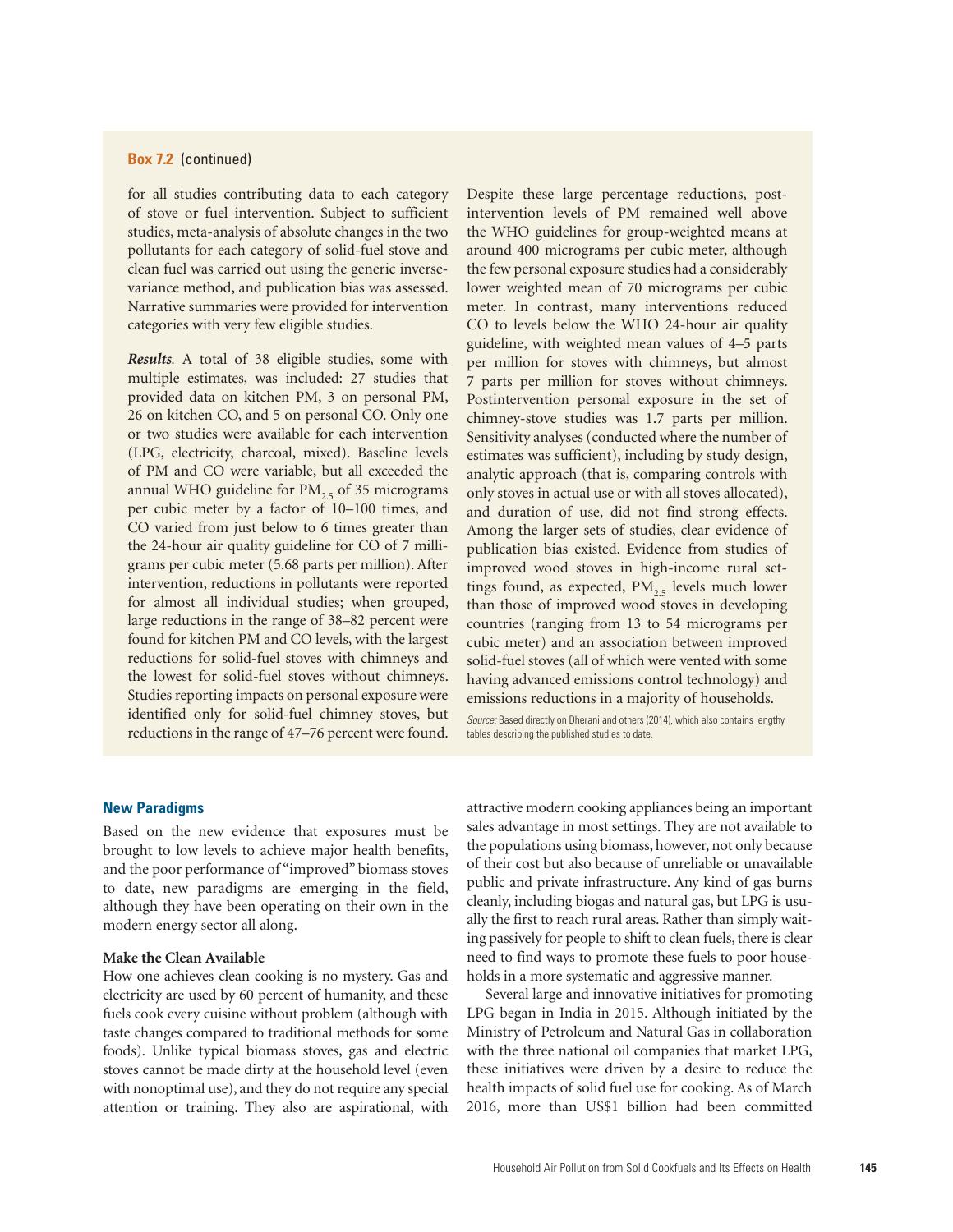**Box 7.2** (continued)

for all studies contributing data to each category of stove or fuel intervention. Subject to sufficient studies, meta-analysis of absolute changes in the two pollutants for each category of solid-fuel stove and clean fuel was carried out using the generic inverse-variance method, and publication bias was assessed. Narrative summaries were provided for intervention categories with very few eligible studies.

***Results***. A total of 38 eligible studies, some with multiple estimates, was included: 27 studies that provided data on kitchen PM, 3 on personal PM, 26 on kitchen CO, and 5 on personal CO. Only one or two studies were available for each intervention (LPG, electricity, charcoal, mixed). Baseline levels of PM and CO were variable, but all exceeded the annual WHO guideline for $PM_{2.5}$ of 35 micrograms per cubic meter by a factor of 10–100 times, and CO varied from just below to 6 times greater than the 24-hour air quality guideline for CO of 7 milligrams per cubic meter (5.68 parts per million). After intervention, reductions in pollutants were reported for almost all individual studies; when grouped, large reductions in the range of 38–82 percent were found for kitchen PM and CO levels, with the largest reductions for solid-fuel stoves with chimneys and the lowest for solid-fuel stoves without chimneys. Studies reporting impacts on personal exposure were identified only for solid-fuel chimney stoves, but reductions in the range of 47–76 percent were found. Despite these large percentage reductions, post-intervention levels of PM remained well above the WHO guidelines for group-weighted means at around 400 micrograms per cubic meter, although the few personal exposure studies had a considerably lower weighted mean of 70 micrograms per cubic meter. In contrast, many interventions reduced CO to levels below the WHO 24-hour air quality guideline, with weighted mean values of 4–5 parts per million for stoves with chimneys, but almost 7 parts per million for stoves without chimneys. Postintervention personal exposure in the set of chimney-stove studies was 1.7 parts per million. Sensitivity analyses (conducted where the number of estimates was sufficient), including by study design, analytic approach (that is, comparing controls with only stoves in actual use or with all stoves allocated), and duration of use, did not find strong effects. Among the larger sets of studies, clear evidence of publication bias existed. Evidence from studies of improved wood stoves in high-income rural settings found, as expected, $PM_{2.5}$ levels much lower than those of improved wood stoves in developing countries (ranging from 13 to 54 micrograms per cubic meter) and an association between improved solid-fuel stoves (all of which were vented with some having advanced emissions control technology) and emissions reductions in a majority of households.

*Source:* Based directly on Dherani and others (2014), which also contains lengthy tables describing the published studies to date.

## New Paradigms

Based on the new evidence that exposures must be brought to low levels to achieve major health benefits, and the poor performance of "improved" biomass stoves to date, new paradigms are emerging in the field, although they have been operating on their own in the modern energy sector all along.

### Make the Clean Available

How one achieves clean cooking is no mystery. Gas and electricity are used by 60 percent of humanity, and these fuels cook every cuisine without problem (although with taste changes compared to traditional methods for some foods). Unlike typical biomass stoves, gas and electric stoves cannot be made dirty at the household level (even with nonoptimal use), and they do not require any special attention or training. They also are aspirational, with attractive modern cooking appliances being an important sales advantage in most settings. They are not available to the populations using biomass, however, not only because of their cost but also because of unreliable or unavailable public and private infrastructure. Any kind of gas burns cleanly, including biogas and natural gas, but LPG is usually the first to reach rural areas. Rather than simply waiting passively for people to shift to clean fuels, there is clear need to find ways to promote these fuels to poor households in a more systematic and aggressive manner.

Several large and innovative initiatives for promoting LPG began in India in 2015. Although initiated by the Ministry of Petroleum and Natural Gas in collaboration with the three national oil companies that market LPG, these initiatives were driven by a desire to reduce the health impacts of solid fuel use for cooking. As of March 2016, more than US$1 billion had been committed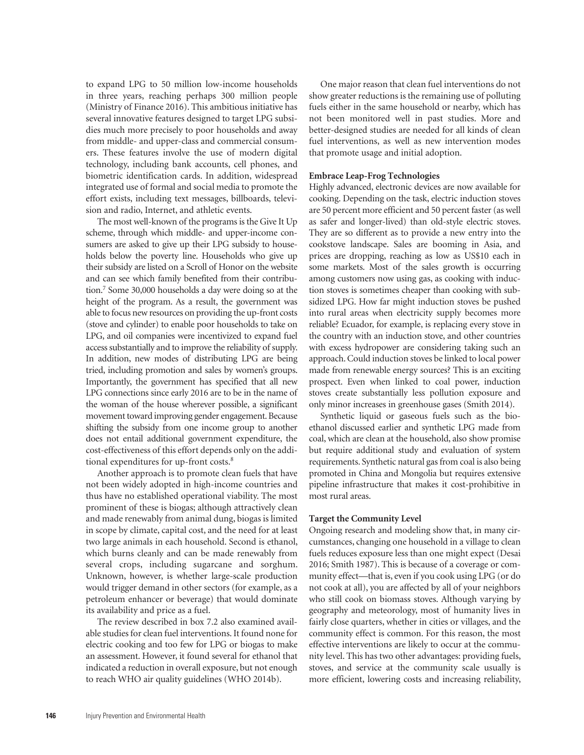to expand LPG to 50 million low-income households in three years, reaching perhaps 300 million people (Ministry of Finance 2016). This ambitious initiative has several innovative features designed to target LPG subsidies much more precisely to poor households and away from middle- and upper-class and commercial consumers. These features involve the use of modern digital technology, including bank accounts, cell phones, and biometric identification cards. In addition, widespread integrated use of formal and social media to promote the effort exists, including text messages, billboards, television and radio, Internet, and athletic events.

The most well-known of the programs is the Give It Up scheme, through which middle- and upper-income consumers are asked to give up their LPG subsidy to households below the poverty line. Households who give up their subsidy are listed on a Scroll of Honor on the website and can see which family benefited from their contribution.[7] Some 30,000 households a day were doing so at the height of the program. As a result, the government was able to focus new resources on providing the up-front costs (stove and cylinder) to enable poor households to take on LPG, and oil companies were incentivized to expand fuel access substantially and to improve the reliability of supply. In addition, new modes of distributing LPG are being tried, including promotion and sales by women's groups. Importantly, the government has specified that all new LPG connections since early 2016 are to be in the name of the woman of the house wherever possible, a significant movement toward improving gender engagement. Because shifting the subsidy from one income group to another does not entail additional government expenditure, the cost-effectiveness of this effort depends only on the additional expenditures for up-front costs.[8]

Another approach is to promote clean fuels that have not been widely adopted in high-income countries and thus have no established operational viability. The most prominent of these is biogas; although attractively clean and made renewably from animal dung, biogas is limited in scope by climate, capital cost, and the need for at least two large animals in each household. Second is ethanol, which burns cleanly and can be made renewably from several crops, including sugarcane and sorghum. Unknown, however, is whether large-scale production would trigger demand in other sectors (for example, as a petroleum enhancer or beverage) that would dominate its availability and price as a fuel.

The review described in box 7.2 also examined available studies for clean fuel interventions. It found none for electric cooking and too few for LPG or biogas to make an assessment. However, it found several for ethanol that indicated a reduction in overall exposure, but not enough to reach WHO air quality guidelines (WHO 2014b).

One major reason that clean fuel interventions do not show greater reductions is the remaining use of polluting fuels either in the same household or nearby, which has not been monitored well in past studies. More and better-designed studies are needed for all kinds of clean fuel interventions, as well as new intervention modes that promote usage and initial adoption.

**Embrace Leap-Frog Technologies**

Highly advanced, electronic devices are now available for cooking. Depending on the task, electric induction stoves are 50 percent more efficient and 50 percent faster (as well as safer and longer-lived) than old-style electric stoves. They are so different as to provide a new entry into the cookstove landscape. Sales are booming in Asia, and prices are dropping, reaching as low as US$10 each in some markets. Most of the sales growth is occurring among customers now using gas, as cooking with induction stoves is sometimes cheaper than cooking with subsidized LPG. How far might induction stoves be pushed into rural areas when electricity supply becomes more reliable? Ecuador, for example, is replacing every stove in the country with an induction stove, and other countries with excess hydropower are considering taking such an approach. Could induction stoves be linked to local power made from renewable energy sources? This is an exciting prospect. Even when linked to coal power, induction stoves create substantially less pollution exposure and only minor increases in greenhouse gases (Smith 2014).

Synthetic liquid or gaseous fuels such as the bioethanol discussed earlier and synthetic LPG made from coal, which are clean at the household, also show promise but require additional study and evaluation of system requirements. Synthetic natural gas from coal is also being promoted in China and Mongolia but requires extensive pipeline infrastructure that makes it cost-prohibitive in most rural areas.

**Target the Community Level**

Ongoing research and modeling show that, in many circumstances, changing one household in a village to clean fuels reduces exposure less than one might expect (Desai 2016; Smith 1987). This is because of a coverage or community effect—that is, even if you cook using LPG (or do not cook at all), you are affected by all of your neighbors who still cook on biomass stoves. Although varying by geography and meteorology, most of humanity lives in fairly close quarters, whether in cities or villages, and the community effect is common. For this reason, the most effective interventions are likely to occur at the community level. This has two other advantages: providing fuels, stoves, and service at the community scale usually is more efficient, lowering costs and increasing reliability,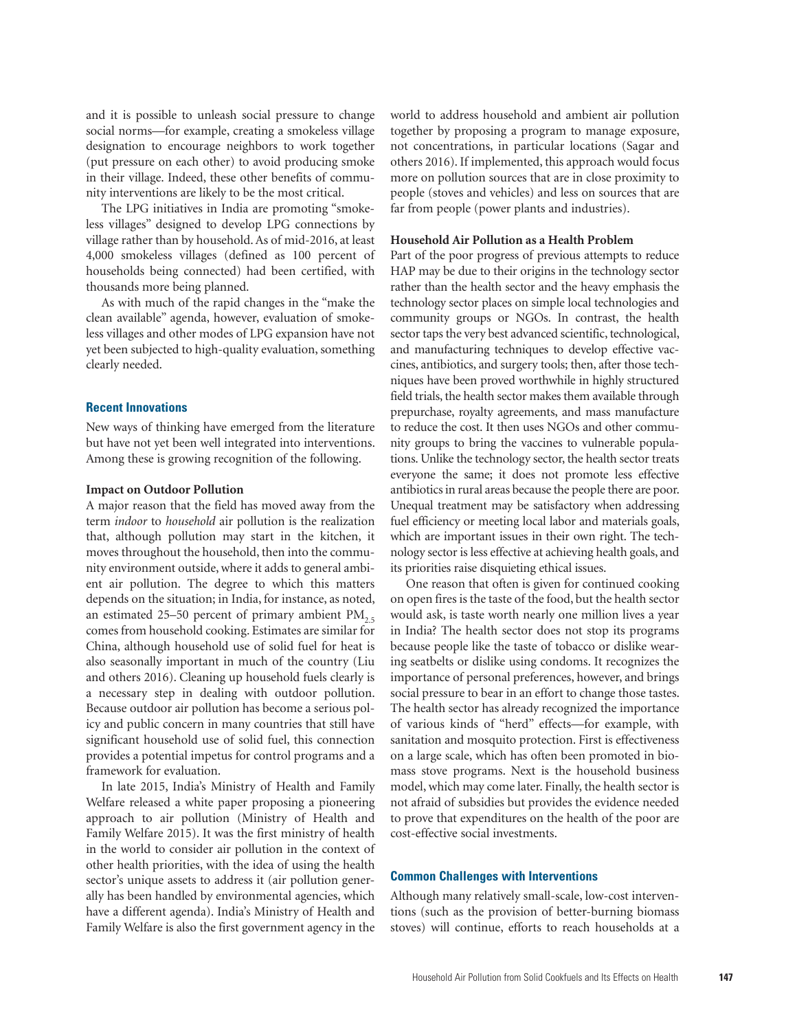and it is possible to unleash social pressure to change social norms—for example, creating a smokeless village designation to encourage neighbors to work together (put pressure on each other) to avoid producing smoke in their village. Indeed, these other benefits of community interventions are likely to be the most critical.

The LPG initiatives in India are promoting "smokeless villages" designed to develop LPG connections by village rather than by household. As of mid-2016, at least 4,000 smokeless villages (defined as 100 percent of households being connected) had been certified, with thousands more being planned.

As with much of the rapid changes in the "make the clean available" agenda, however, evaluation of smokeless villages and other modes of LPG expansion have not yet been subjected to high-quality evaluation, something clearly needed.

### Recent Innovations

New ways of thinking have emerged from the literature but have not yet been well integrated into interventions. Among these is growing recognition of the following.

#### Impact on Outdoor Pollution

A major reason that the field has moved away from the term *indoor* to *household* air pollution is the realization that, although pollution may start in the kitchen, it moves throughout the household, then into the community environment outside, where it adds to general ambient air pollution. The degree to which this matters depends on the situation; in India, for instance, as noted, an estimated 25–50 percent of primary ambient $PM_{2.5}$ comes from household cooking. Estimates are similar for China, although household use of solid fuel for heat is also seasonally important in much of the country (Liu and others 2016). Cleaning up household fuels clearly is a necessary step in dealing with outdoor pollution. Because outdoor air pollution has become a serious policy and public concern in many countries that still have significant household use of solid fuel, this connection provides a potential impetus for control programs and a framework for evaluation.

In late 2015, India's Ministry of Health and Family Welfare released a white paper proposing a pioneering approach to air pollution (Ministry of Health and Family Welfare 2015). It was the first ministry of health in the world to consider air pollution in the context of other health priorities, with the idea of using the health sector's unique assets to address it (air pollution generally has been handled by environmental agencies, which have a different agenda). India's Ministry of Health and Family Welfare is also the first government agency in the world to address household and ambient air pollution together by proposing a program to manage exposure, not concentrations, in particular locations (Sagar and others 2016). If implemented, this approach would focus more on pollution sources that are in close proximity to people (stoves and vehicles) and less on sources that are far from people (power plants and industries).

#### Household Air Pollution as a Health Problem

Part of the poor progress of previous attempts to reduce HAP may be due to their origins in the technology sector rather than the health sector and the heavy emphasis the technology sector places on simple local technologies and community groups or NGOs. In contrast, the health sector taps the very best advanced scientific, technological, and manufacturing techniques to develop effective vaccines, antibiotics, and surgery tools; then, after those techniques have been proved worthwhile in highly structured field trials, the health sector makes them available through prepurchase, royalty agreements, and mass manufacture to reduce the cost. It then uses NGOs and other community groups to bring the vaccines to vulnerable populations. Unlike the technology sector, the health sector treats everyone the same; it does not promote less effective antibiotics in rural areas because the people there are poor. Unequal treatment may be satisfactory when addressing fuel efficiency or meeting local labor and materials goals, which are important issues in their own right. The technology sector is less effective at achieving health goals, and its priorities raise disquieting ethical issues.

One reason that often is given for continued cooking on open fires is the taste of the food, but the health sector would ask, is taste worth nearly one million lives a year in India? The health sector does not stop its programs because people like the taste of tobacco or dislike wearing seatbelts or dislike using condoms. It recognizes the importance of personal preferences, however, and brings social pressure to bear in an effort to change those tastes. The health sector has already recognized the importance of various kinds of "herd" effects—for example, with sanitation and mosquito protection. First is effectiveness on a large scale, which has often been promoted in biomass stove programs. Next is the household business model, which may come later. Finally, the health sector is not afraid of subsidies but provides the evidence needed to prove that expenditures on the health of the poor are cost-effective social investments.

### Common Challenges with Interventions

Although many relatively small-scale, low-cost interventions (such as the provision of better-burning biomass stoves) will continue, efforts to reach households at a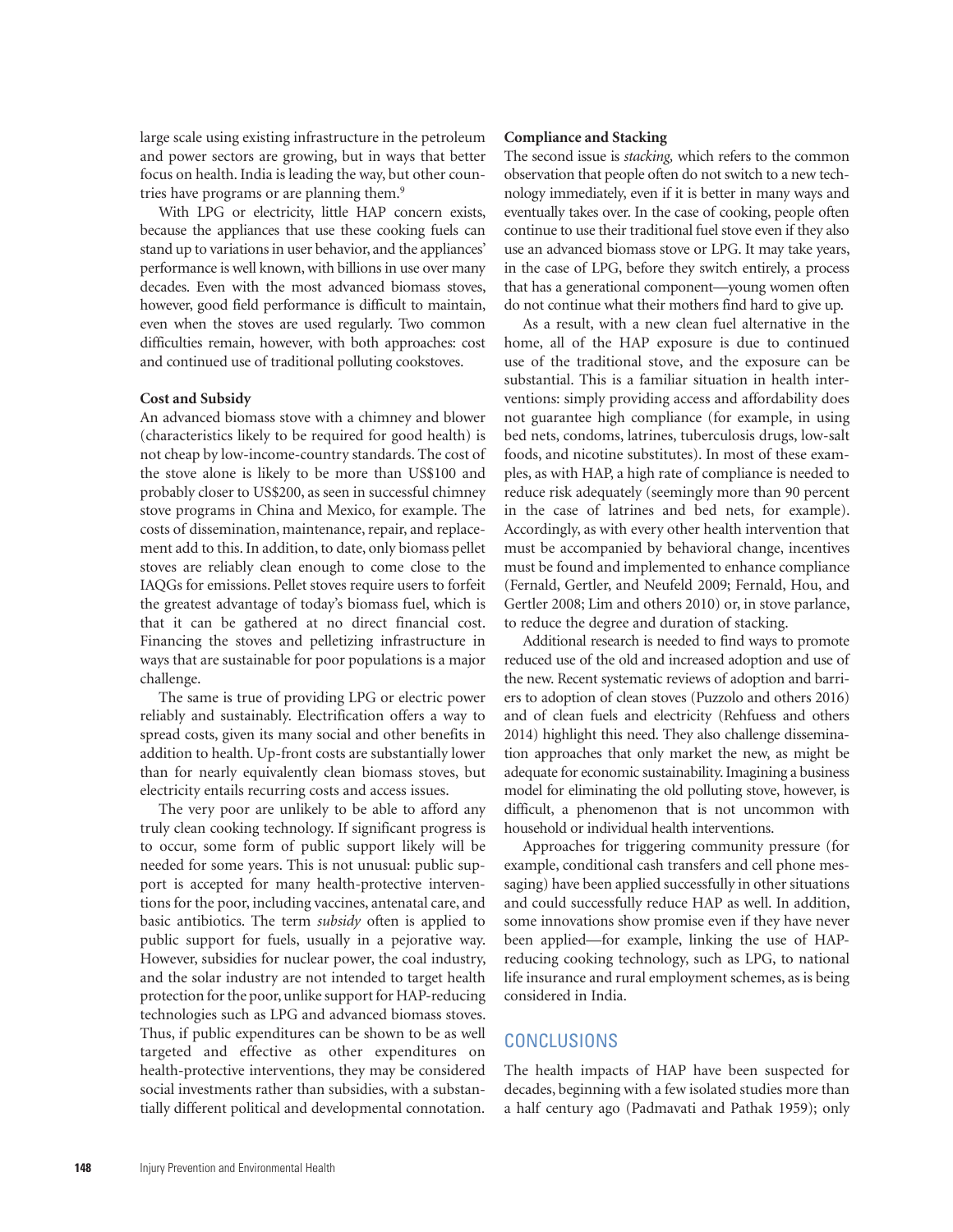large scale using existing infrastructure in the petroleum and power sectors are growing, but in ways that better focus on health. India is leading the way, but other countries have programs or are planning them.[9]

With LPG or electricity, little HAP concern exists, because the appliances that use these cooking fuels can stand up to variations in user behavior, and the appliances' performance is well known, with billions in use over many decades. Even with the most advanced biomass stoves, however, good field performance is difficult to maintain, even when the stoves are used regularly. Two common difficulties remain, however, with both approaches: cost and continued use of traditional polluting cookstoves.

**Cost and Subsidy**

An advanced biomass stove with a chimney and blower (characteristics likely to be required for good health) is not cheap by low-income-country standards. The cost of the stove alone is likely to be more than US$100 and probably closer to US$200, as seen in successful chimney stove programs in China and Mexico, for example. The costs of dissemination, maintenance, repair, and replacement add to this. In addition, to date, only biomass pellet stoves are reliably clean enough to come close to the IAQGs for emissions. Pellet stoves require users to forfeit the greatest advantage of today's biomass fuel, which is that it can be gathered at no direct financial cost. Financing the stoves and pelletizing infrastructure in ways that are sustainable for poor populations is a major challenge.

The same is true of providing LPG or electric power reliably and sustainably. Electrification offers a way to spread costs, given its many social and other benefits in addition to health. Up-front costs are substantially lower than for nearly equivalently clean biomass stoves, but electricity entails recurring costs and access issues.

The very poor are unlikely to be able to afford any truly clean cooking technology. If significant progress is to occur, some form of public support likely will be needed for some years. This is not unusual: public support is accepted for many health-protective interventions for the poor, including vaccines, antenatal care, and basic antibiotics. The term *subsidy* often is applied to public support for fuels, usually in a pejorative way. However, subsidies for nuclear power, the coal industry, and the solar industry are not intended to target health protection for the poor, unlike support for HAP-reducing technologies such as LPG and advanced biomass stoves. Thus, if public expenditures can be shown to be as well targeted and effective as other expenditures on health-protective interventions, they may be considered social investments rather than subsidies, with a substantially different political and developmental connotation.

**Compliance and Stacking**

The second issue is *stacking,* which refers to the common observation that people often do not switch to a new technology immediately, even if it is better in many ways and eventually takes over. In the case of cooking, people often continue to use their traditional fuel stove even if they also use an advanced biomass stove or LPG. It may take years, in the case of LPG, before they switch entirely, a process that has a generational component—young women often do not continue what their mothers find hard to give up.

As a result, with a new clean fuel alternative in the home, all of the HAP exposure is due to continued use of the traditional stove, and the exposure can be substantial. This is a familiar situation in health interventions: simply providing access and affordability does not guarantee high compliance (for example, in using bed nets, condoms, latrines, tuberculosis drugs, low-salt foods, and nicotine substitutes). In most of these examples, as with HAP, a high rate of compliance is needed to reduce risk adequately (seemingly more than 90 percent in the case of latrines and bed nets, for example). Accordingly, as with every other health intervention that must be accompanied by behavioral change, incentives must be found and implemented to enhance compliance (Fernald, Gertler, and Neufeld 2009; Fernald, Hou, and Gertler 2008; Lim and others 2010) or, in stove parlance, to reduce the degree and duration of stacking.

Additional research is needed to find ways to promote reduced use of the old and increased adoption and use of the new. Recent systematic reviews of adoption and barriers to adoption of clean stoves (Puzzolo and others 2016) and of clean fuels and electricity (Rehfuess and others 2014) highlight this need. They also challenge dissemination approaches that only market the new, as might be adequate for economic sustainability. Imagining a business model for eliminating the old polluting stove, however, is difficult, a phenomenon that is not uncommon with household or individual health interventions.

Approaches for triggering community pressure (for example, conditional cash transfers and cell phone messaging) have been applied successfully in other situations and could successfully reduce HAP as well. In addition, some innovations show promise even if they have never been applied—for example, linking the use of HAP-reducing cooking technology, such as LPG, to national life insurance and rural employment schemes, as is being considered in India.

## CONCLUSIONS

The health impacts of HAP have been suspected for decades, beginning with a few isolated studies more than a half century ago (Padmavati and Pathak 1959); only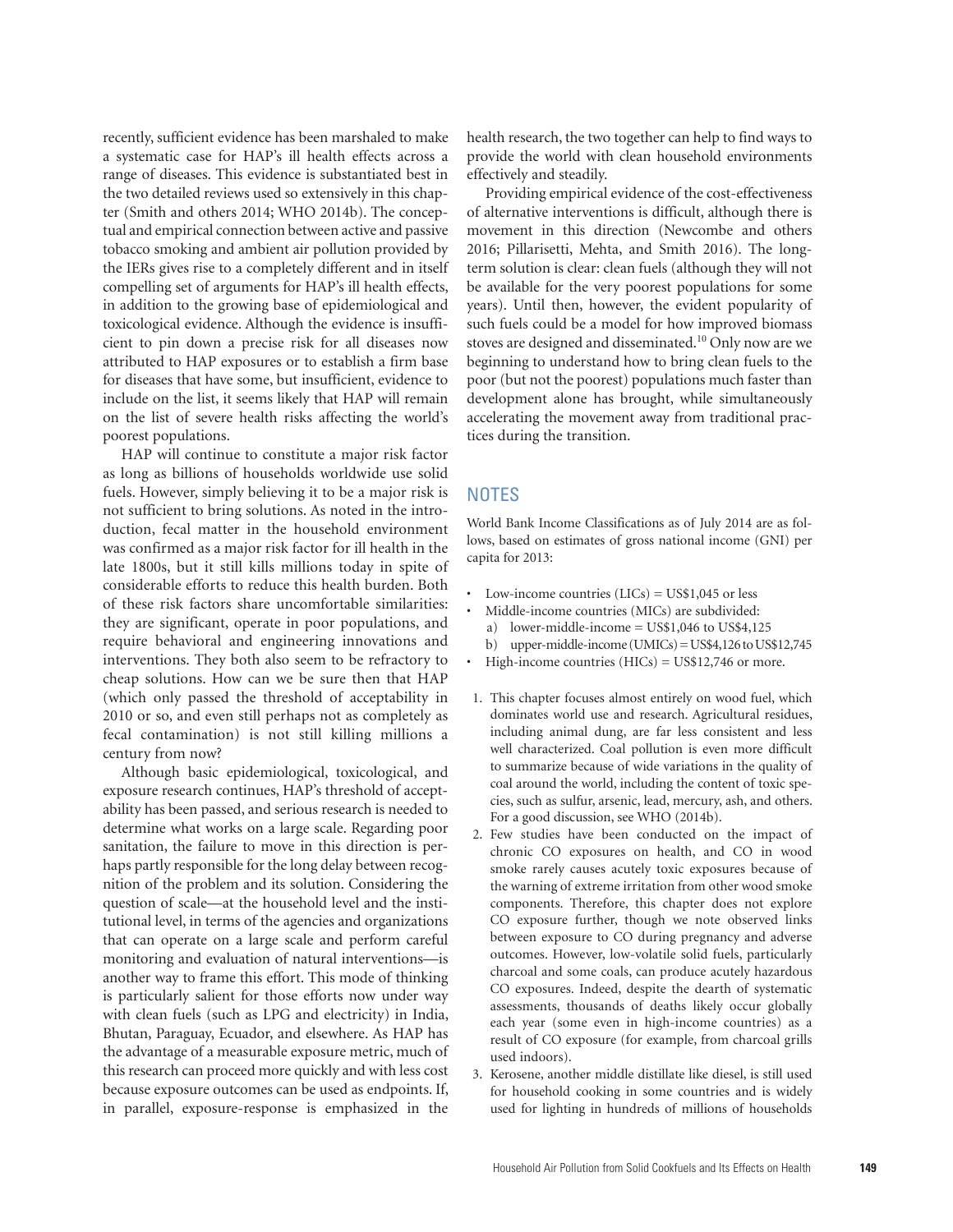recently, sufficient evidence has been marshaled to make a systematic case for HAP's ill health effects across a range of diseases. This evidence is substantiated best in the two detailed reviews used so extensively in this chapter (Smith and others 2014; WHO 2014b). The conceptual and empirical connection between active and passive tobacco smoking and ambient air pollution provided by the IERs gives rise to a completely different and in itself compelling set of arguments for HAP's ill health effects, in addition to the growing base of epidemiological and toxicological evidence. Although the evidence is insufficient to pin down a precise risk for all diseases now attributed to HAP exposures or to establish a firm base for diseases that have some, but insufficient, evidence to include on the list, it seems likely that HAP will remain on the list of severe health risks affecting the world's poorest populations.

HAP will continue to constitute a major risk factor as long as billions of households worldwide use solid fuels. However, simply believing it to be a major risk is not sufficient to bring solutions. As noted in the introduction, fecal matter in the household environment was confirmed as a major risk factor for ill health in the late 1800s, but it still kills millions today in spite of considerable efforts to reduce this health burden. Both of these risk factors share uncomfortable similarities: they are significant, operate in poor populations, and require behavioral and engineering innovations and interventions. They both also seem to be refractory to cheap solutions. How can we be sure then that HAP (which only passed the threshold of acceptability in 2010 or so, and even still perhaps not as completely as fecal contamination) is not still killing millions a century from now?

Although basic epidemiological, toxicological, and exposure research continues, HAP's threshold of acceptability has been passed, and serious research is needed to determine what works on a large scale. Regarding poor sanitation, the failure to move in this direction is perhaps partly responsible for the long delay between recognition of the problem and its solution. Considering the question of scale—at the household level and the institutional level, in terms of the agencies and organizations that can operate on a large scale and perform careful monitoring and evaluation of natural interventions—is another way to frame this effort. This mode of thinking is particularly salient for those efforts now under way with clean fuels (such as LPG and electricity) in India, Bhutan, Paraguay, Ecuador, and elsewhere. As HAP has the advantage of a measurable exposure metric, much of this research can proceed more quickly and with less cost because exposure outcomes can be used as endpoints. If, in parallel, exposure-response is emphasized in the health research, the two together can help to find ways to provide the world with clean household environments effectively and steadily.

Providing empirical evidence of the cost-effectiveness of alternative interventions is difficult, although there is movement in this direction (Newcombe and others 2016; Pillarisetti, Mehta, and Smith 2016). The long-term solution is clear: clean fuels (although they will not be available for the very poorest populations for some years). Until then, however, the evident popularity of such fuels could be a model for how improved biomass stoves are designed and disseminated.[10] Only now are we beginning to understand how to bring clean fuels to the poor (but not the poorest) populations much faster than development alone has brought, while simultaneously accelerating the movement away from traditional practices during the transition.

## NOTES

World Bank Income Classifications as of July 2014 are as follows, based on estimates of gross national income (GNI) per capita for 2013:

- Low-income countries (LICs) = US$1,045 or less
- Middle-income countries (MICs) are subdivided:
  - a) lower-middle-income = US$1,046 to US$4,125
  - b) upper-middle-income (UMICs) = US$4,126 to US$12,745
- High-income countries (HICs) = US$12,746 or more.

1. This chapter focuses almost entirely on wood fuel, which dominates world use and research. Agricultural residues, including animal dung, are far less consistent and less well characterized. Coal pollution is even more difficult to summarize because of wide variations in the quality of coal around the world, including the content of toxic species, such as sulfur, arsenic, lead, mercury, ash, and others. For a good discussion, see WHO (2014b).
2. Few studies have been conducted on the impact of chronic CO exposures on health, and CO in wood smoke rarely causes acutely toxic exposures because of the warning of extreme irritation from other wood smoke components. Therefore, this chapter does not explore CO exposure further, though we note observed links between exposure to CO during pregnancy and adverse outcomes. However, low-volatile solid fuels, particularly charcoal and some coals, can produce acutely hazardous CO exposures. Indeed, despite the dearth of systematic assessments, thousands of deaths likely occur globally each year (some even in high-income countries) as a result of CO exposure (for example, from charcoal grills used indoors).
3. Kerosene, another middle distillate like diesel, is still used for household cooking in some countries and is widely used for lighting in hundreds of millions of households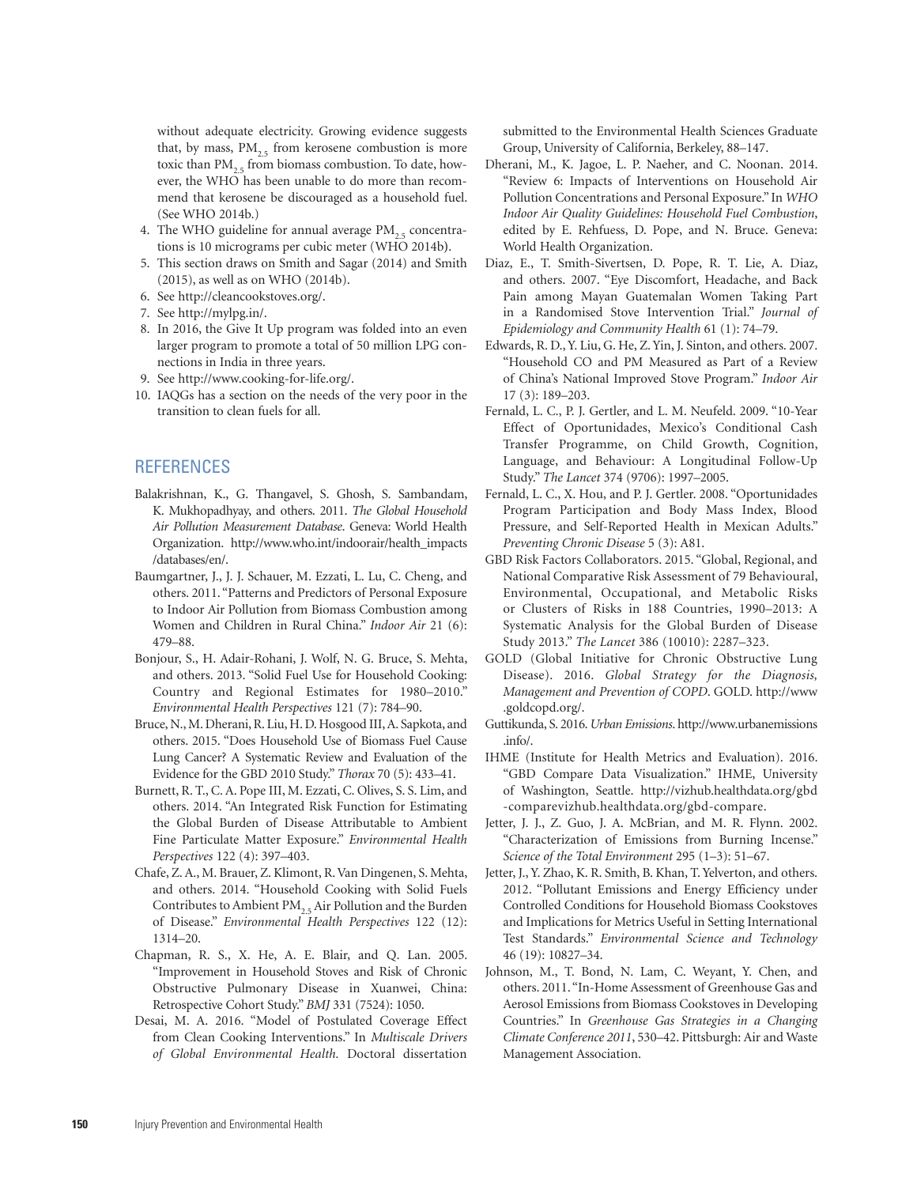without adequate electricity. Growing evidence suggests that, by mass, $PM_{2.5}$ from kerosene combustion is more toxic than $PM_{2.5}$ from biomass combustion. To date, however, the WHO has been unable to do more than recommend that kerosene be discouraged as a household fuel. (See WHO 2014b.)

4. The WHO guideline for annual average $PM_{2.5}$ concentrations is 10 micrograms per cubic meter (WHO 2014b).
5. This section draws on Smith and Sagar (2014) and Smith (2015), as well as on WHO (2014b).
6. See http://cleancookstoves.org/.
7. See http://mylpg.in/.
8. In 2016, the Give It Up program was folded into an even larger program to promote a total of 50 million LPG connections in India in three years.
9. See http://www.cooking-for-life.org/.
10. IAQGs has a section on the needs of the very poor in the transition to clean fuels for all.

## REFERENCES

Balakrishnan, K., G. Thangavel, S. Ghosh, S. Sambandam, K. Mukhopadhyay, and others. 2011. *The Global Household Air Pollution Measurement Database*. Geneva: World Health Organization. http://www.who.int/indoorair/health_impacts/databases/en/.

Baumgartner, J., J. J. Schauer, M. Ezzati, L. Lu, C. Cheng, and others. 2011. "Patterns and Predictors of Personal Exposure to Indoor Air Pollution from Biomass Combustion among Women and Children in Rural China." *Indoor Air* 21 (6): 479–88.

Bonjour, S., H. Adair-Rohani, J. Wolf, N. G. Bruce, S. Mehta, and others. 2013. "Solid Fuel Use for Household Cooking: Country and Regional Estimates for 1980–2010." *Environmental Health Perspectives* 121 (7): 784–90.

Bruce, N., M. Dherani, R. Liu, H. D. Hosgood III, A. Sapkota, and others. 2015. "Does Household Use of Biomass Fuel Cause Lung Cancer? A Systematic Review and Evaluation of the Evidence for the GBD 2010 Study." *Thorax* 70 (5): 433–41.

Burnett, R. T., C. A. Pope III, M. Ezzati, C. Olives, S. S. Lim, and others. 2014. "An Integrated Risk Function for Estimating the Global Burden of Disease Attributable to Ambient Fine Particulate Matter Exposure." *Environmental Health Perspectives* 122 (4): 397–403.

Chafe, Z. A., M. Brauer, Z. Klimont, R. Van Dingenen, S. Mehta, and others. 2014. "Household Cooking with Solid Fuels Contributes to Ambient $PM_{2.5}$ Air Pollution and the Burden of Disease." *Environmental Health Perspectives* 122 (12): 1314–20.

Chapman, R. S., X. He, A. E. Blair, and Q. Lan. 2005. "Improvement in Household Stoves and Risk of Chronic Obstructive Pulmonary Disease in Xuanwei, China: Retrospective Cohort Study." *BMJ* 331 (7524): 1050.

Desai, M. A. 2016. "Model of Postulated Coverage Effect from Clean Cooking Interventions." In *Multiscale Drivers of Global Environmental Health.* Doctoral dissertation submitted to the Environmental Health Sciences Graduate Group, University of California, Berkeley, 88–147.

Dherani, M., K. Jagoe, L. P. Naeher, and C. Noonan. 2014. "Review 6: Impacts of Interventions on Household Air Pollution Concentrations and Personal Exposure." In *WHO Indoor Air Quality Guidelines: Household Fuel Combustion*, edited by E. Rehfuess, D. Pope, and N. Bruce. Geneva: World Health Organization.

Diaz, E., T. Smith-Sivertsen, D. Pope, R. T. Lie, A. Diaz, and others. 2007. "Eye Discomfort, Headache, and Back Pain among Mayan Guatemalan Women Taking Part in a Randomised Stove Intervention Trial." *Journal of Epidemiology and Community Health* 61 (1): 74–79.

Edwards, R. D., Y. Liu, G. He, Z. Yin, J. Sinton, and others. 2007. "Household CO and PM Measured as Part of a Review of China's National Improved Stove Program." *Indoor Air* 17 (3): 189–203.

Fernald, L. C., P. J. Gertler, and L. M. Neufeld. 2009. "10-Year Effect of Oportunidades, Mexico's Conditional Cash Transfer Programme, on Child Growth, Cognition, Language, and Behaviour: A Longitudinal Follow-Up Study." *The Lancet* 374 (9706): 1997–2005.

Fernald, L. C., X. Hou, and P. J. Gertler. 2008. "Oportunidades Program Participation and Body Mass Index, Blood Pressure, and Self-Reported Health in Mexican Adults." *Preventing Chronic Disease* 5 (3): A81.

GBD Risk Factors Collaborators. 2015. "Global, Regional, and National Comparative Risk Assessment of 79 Behavioural, Environmental, Occupational, and Metabolic Risks or Clusters of Risks in 188 Countries, 1990–2013: A Systematic Analysis for the Global Burden of Disease Study 2013." *The Lancet* 386 (10010): 2287–323.

GOLD (Global Initiative for Chronic Obstructive Lung Disease). 2016. *Global Strategy for the Diagnosis, Management and Prevention of COPD*. GOLD. http://www.goldcopd.org/.

Guttikunda, S. 2016. *Urban Emissions*. http://www.urbanemissions.info/.

IHME (Institute for Health Metrics and Evaluation). 2016. "GBD Compare Data Visualization." IHME, University of Washington, Seattle. http://vizhub.healthdata.org/gbd-comparevizhub.healthdata.org/gbd-compare.

Jetter, J. J., Z. Guo, J. A. McBrian, and M. R. Flynn. 2002. "Characterization of Emissions from Burning Incense." *Science of the Total Environment* 295 (1–3): 51–67.

Jetter, J., Y. Zhao, K. R. Smith, B. Khan, T. Yelverton, and others. 2012. "Pollutant Emissions and Energy Efficiency under Controlled Conditions for Household Biomass Cookstoves and Implications for Metrics Useful in Setting International Test Standards." *Environmental Science and Technology* 46 (19): 10827–34.

Johnson, M., T. Bond, N. Lam, C. Weyant, Y. Chen, and others. 2011. "In-Home Assessment of Greenhouse Gas and Aerosol Emissions from Biomass Cookstoves in Developing Countries." In *Greenhouse Gas Strategies in a Changing Climate Conference 2011*, 530–42. Pittsburgh: Air and Waste Management Association.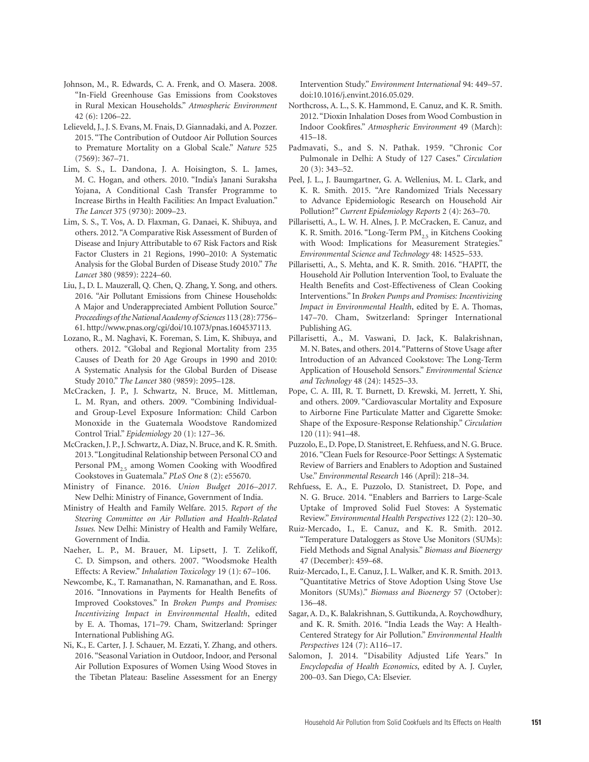Johnson, M., R. Edwards, C. A. Frenk, and O. Masera. 2008. "In-Field Greenhouse Gas Emissions from Cookstoves in Rural Mexican Households." *Atmospheric Environment* 42 (6): 1206–22.

Lelieveld, J., J. S. Evans, M. Fnais, D. Giannadaki, and A. Pozzer. 2015. "The Contribution of Outdoor Air Pollution Sources to Premature Mortality on a Global Scale." *Nature* 525 (7569): 367–71.

Lim, S. S., L. Dandona, J. A. Hoisington, S. L. James, M. C. Hogan, and others. 2010. "India's Janani Suraksha Yojana, A Conditional Cash Transfer Programme to Increase Births in Health Facilities: An Impact Evaluation." *The Lancet* 375 (9730): 2009–23.

Lim, S. S., T. Vos, A. D. Flaxman, G. Danaei, K. Shibuya, and others. 2012. "A Comparative Risk Assessment of Burden of Disease and Injury Attributable to 67 Risk Factors and Risk Factor Clusters in 21 Regions, 1990–2010: A Systematic Analysis for the Global Burden of Disease Study 2010." *The Lancet* 380 (9859): 2224–60.

Liu, J., D. L. Mauzerall, Q. Chen, Q. Zhang, Y. Song, and others. 2016. "Air Pollutant Emissions from Chinese Households: A Major and Underappreciated Ambient Pollution Source." *Proceedings of the National Academy of Sciences* 113 (28): 7756–61. http://www.pnas.org/cgi/doi/10.1073/pnas.1604537113.

Lozano, R., M. Naghavi, K. Foreman, S. Lim, K. Shibuya, and others. 2012. "Global and Regional Mortality from 235 Causes of Death for 20 Age Groups in 1990 and 2010: A Systematic Analysis for the Global Burden of Disease Study 2010." *The Lancet* 380 (9859): 2095–128.

McCracken, J. P., J. Schwartz, N. Bruce, M. Mittleman, L. M. Ryan, and others. 2009. "Combining Individual- and Group-Level Exposure Information: Child Carbon Monoxide in the Guatemala Woodstove Randomized Control Trial." *Epidemiology* 20 (1): 127–36.

McCracken, J. P., J. Schwartz, A. Diaz, N. Bruce, and K. R. Smith. 2013. "Longitudinal Relationship between Personal CO and Personal $PM_{2.5}$ among Women Cooking with Woodfired Cookstoves in Guatemala." *PLoS One* 8 (2): e55670.

Ministry of Finance. 2016. *Union Budget 2016–2017.* New Delhi: Ministry of Finance, Government of India.

Ministry of Health and Family Welfare. 2015. *Report of the Steering Committee on Air Pollution and Health-Related Issues.* New Delhi: Ministry of Health and Family Welfare, Government of India.

Naeher, L. P., M. Brauer, M. Lipsett, J. T. Zelikoff, C. D. Simpson, and others. 2007. "Woodsmoke Health Effects: A Review." *Inhalation Toxicology* 19 (1): 67–106.

Newcombe, K., T. Ramanathan, N. Ramanathan, and E. Ross. 2016. "Innovations in Payments for Health Benefits of Improved Cookstoves." In *Broken Pumps and Promises: Incentivizing Impact in Environmental Health*, edited by E. A. Thomas, 171–79. Cham, Switzerland: Springer International Publishing AG.

Ni, K., E. Carter, J. J. Schauer, M. Ezzati, Y. Zhang, and others. 2016. "Seasonal Variation in Outdoor, Indoor, and Personal Air Pollution Exposures of Women Using Wood Stoves in the Tibetan Plateau: Baseline Assessment for an Energy Intervention Study." *Environment International* 94: 449–57. doi:10.1016/j.envint.2016.05.029.

Northcross, A. L., S. K. Hammond, E. Canuz, and K. R. Smith. 2012. "Dioxin Inhalation Doses from Wood Combustion in Indoor Cookfires." *Atmospheric Environment* 49 (March): 415–18.

Padmavati, S., and S. N. Pathak. 1959. "Chronic Cor Pulmonale in Delhi: A Study of 127 Cases." *Circulation* 20 (3): 343–52.

Peel, J. L., J. Baumgartner, G. A. Wellenius, M. L. Clark, and K. R. Smith. 2015. "Are Randomized Trials Necessary to Advance Epidemiologic Research on Household Air Pollution?" *Current Epidemiology Reports* 2 (4): 263–70.

Pillarisetti, A., L. W. H. Alnes, J. P. McCracken, E. Canuz, and K. R. Smith. 2016. "Long-Term $PM_{2.5}$ in Kitchens Cooking with Wood: Implications for Measurement Strategies." *Environmental Science and Technology* 48: 14525–533.

Pillarisetti, A., S. Mehta, and K. R. Smith. 2016. "HAPIT, the Household Air Pollution Intervention Tool, to Evaluate the Health Benefits and Cost-Effectiveness of Clean Cooking Interventions." In *Broken Pumps and Promises: Incentivizing Impact in Environmental Health*, edited by E. A. Thomas, 147–70. Cham, Switzerland: Springer International Publishing AG.

Pillarisetti, A., M. Vaswani, D. Jack, K. Balakrishnan, M. N. Bates, and others. 2014. "Patterns of Stove Usage after Introduction of an Advanced Cookstove: The Long-Term Application of Household Sensors." *Environmental Science and Technology* 48 (24): 14525–33.

Pope, C. A. III, R. T. Burnett, D. Krewski, M. Jerrett, Y. Shi, and others. 2009. "Cardiovascular Mortality and Exposure to Airborne Fine Particulate Matter and Cigarette Smoke: Shape of the Exposure-Response Relationship." *Circulation* 120 (11): 941–48.

Puzzolo, E., D. Pope, D. Stanistreet, E. Rehfuess, and N. G. Bruce. 2016. "Clean Fuels for Resource-Poor Settings: A Systematic Review of Barriers and Enablers to Adoption and Sustained Use." *Environmental Research* 146 (April): 218–34.

Rehfuess, E. A., E. Puzzolo, D. Stanistreet, D. Pope, and N. G. Bruce. 2014. "Enablers and Barriers to Large-Scale Uptake of Improved Solid Fuel Stoves: A Systematic Review." *Environmental Health Perspectives* 122 (2): 120–30.

Ruiz-Mercado, I., E. Canuz, and K. R. Smith. 2012. "Temperature Dataloggers as Stove Use Monitors (SUMs): Field Methods and Signal Analysis." *Biomass and Bioenergy* 47 (December): 459–68.

Ruiz-Mercado, I., E. Canuz, J. L. Walker, and K. R. Smith. 2013. "Quantitative Metrics of Stove Adoption Using Stove Use Monitors (SUMs)." *Biomass and Bioenergy* 57 (October): 136–48.

Sagar, A. D., K. Balakrishnan, S. Guttikunda, A. Roychowdhury, and K. R. Smith. 2016. "India Leads the Way: A Health-Centered Strategy for Air Pollution." *Environmental Health Perspectives* 124 (7): A116–17.

Salomon, J. 2014. "Disability Adjusted Life Years." In *Encyclopedia of Health Economics*, edited by A. J. Cuyler, 200–03. San Diego, CA: Elsevier.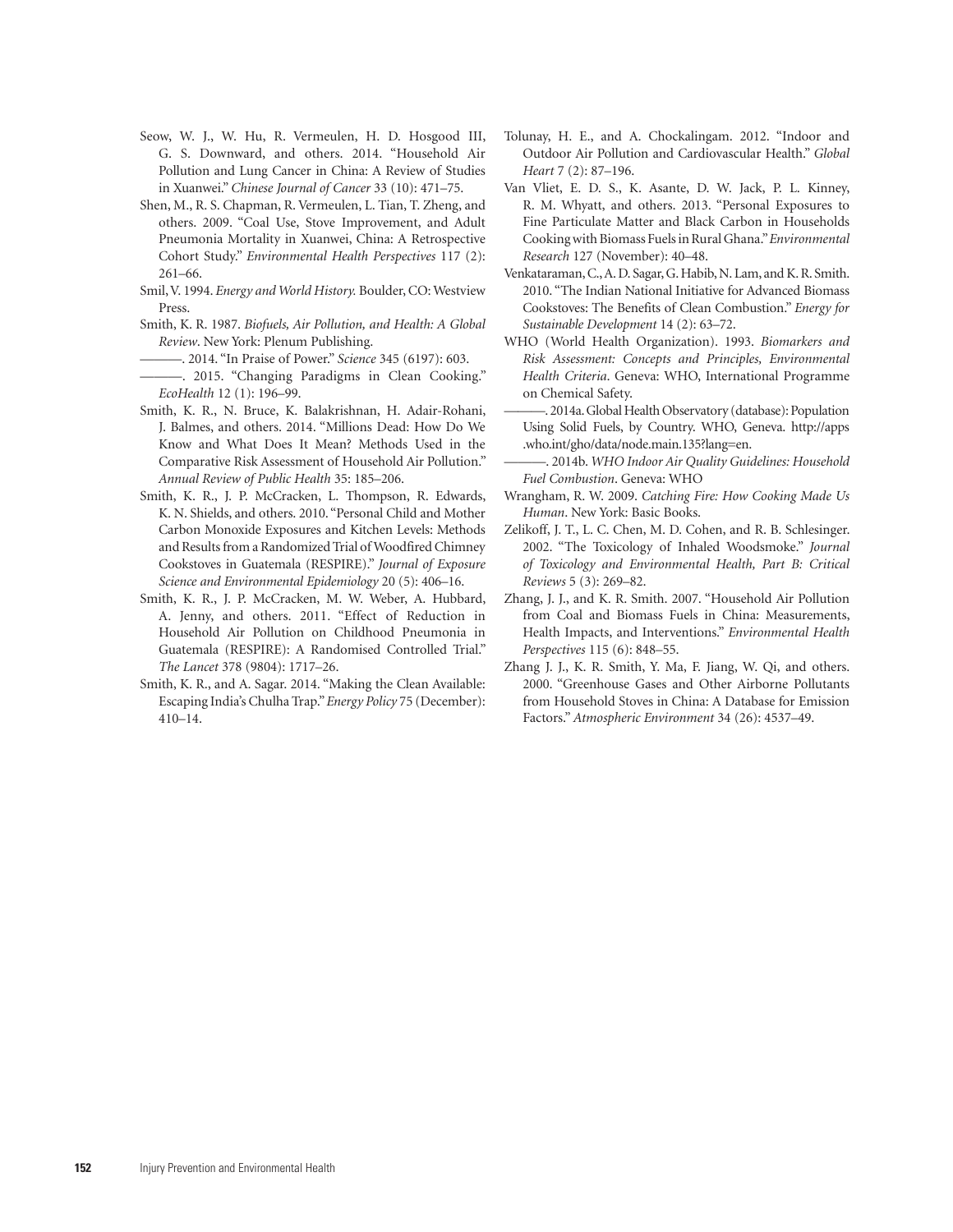Seow, W. J., W. Hu, R. Vermeulen, H. D. Hosgood III, G. S. Downward, and others. 2014. "Household Air Pollution and Lung Cancer in China: A Review of Studies in Xuanwei." *Chinese Journal of Cancer* 33 (10): 471–75.

Shen, M., R. S. Chapman, R. Vermeulen, L. Tian, T. Zheng, and others. 2009. "Coal Use, Stove Improvement, and Adult Pneumonia Mortality in Xuanwei, China: A Retrospective Cohort Study." *Environmental Health Perspectives* 117 (2): 261–66.

Smil, V. 1994. *Energy and World History.* Boulder, CO: Westview Press.

Smith, K. R. 1987. *Biofuels, Air Pollution, and Health: A Global Review*. New York: Plenum Publishing.

———. 2014. "In Praise of Power." *Science* 345 (6197): 603.

———. 2015. "Changing Paradigms in Clean Cooking." *EcoHealth* 12 (1): 196–99.

Smith, K. R., N. Bruce, K. Balakrishnan, H. Adair-Rohani, J. Balmes, and others. 2014. "Millions Dead: How Do We Know and What Does It Mean? Methods Used in the Comparative Risk Assessment of Household Air Pollution." *Annual Review of Public Health* 35: 185–206.

Smith, K. R., J. P. McCracken, L. Thompson, R. Edwards, K. N. Shields, and others. 2010. "Personal Child and Mother Carbon Monoxide Exposures and Kitchen Levels: Methods and Results from a Randomized Trial of Woodfired Chimney Cookstoves in Guatemala (RESPIRE)." *Journal of Exposure Science and Environmental Epidemiology* 20 (5): 406–16.

Smith, K. R., J. P. McCracken, M. W. Weber, A. Hubbard, A. Jenny, and others. 2011. "Effect of Reduction in Household Air Pollution on Childhood Pneumonia in Guatemala (RESPIRE): A Randomised Controlled Trial." *The Lancet* 378 (9804): 1717–26.

Smith, K. R., and A. Sagar. 2014. "Making the Clean Available: Escaping India's Chulha Trap." *Energy Policy* 75 (December): 410–14.

Tolunay, H. E., and A. Chockalingam. 2012. "Indoor and Outdoor Air Pollution and Cardiovascular Health." *Global Heart* 7 (2): 87–196.

Van Vliet, E. D. S., K. Asante, D. W. Jack, P. L. Kinney, R. M. Whyatt, and others. 2013. "Personal Exposures to Fine Particulate Matter and Black Carbon in Households Cooking with Biomass Fuels in Rural Ghana." *Environmental Research* 127 (November): 40–48.

Venkataraman, C., A. D. Sagar, G. Habib, N. Lam, and K. R. Smith. 2010. "The Indian National Initiative for Advanced Biomass Cookstoves: The Benefits of Clean Combustion." *Energy for Sustainable Development* 14 (2): 63–72.

WHO (World Health Organization). 1993. *Biomarkers and Risk Assessment: Concepts and Principles, Environmental Health Criteria*. Geneva: WHO, International Programme on Chemical Safety.

———. 2014a. Global Health Observatory (database): Population Using Solid Fuels, by Country. WHO, Geneva. http://apps.who.int/gho/data/node.main.135?lang=en.

———. 2014b. *WHO Indoor Air Quality Guidelines: Household Fuel Combustion*. Geneva: WHO

Wrangham, R. W. 2009. *Catching Fire: How Cooking Made Us Human*. New York: Basic Books.

Zelikoff, J. T., L. C. Chen, M. D. Cohen, and R. B. Schlesinger. 2002. "The Toxicology of Inhaled Woodsmoke." *Journal of Toxicology and Environmental Health, Part B: Critical Reviews* 5 (3): 269–82.

Zhang, J. J., and K. R. Smith. 2007. "Household Air Pollution from Coal and Biomass Fuels in China: Measurements, Health Impacts, and Interventions." *Environmental Health Perspectives* 115 (6): 848–55.

Zhang J. J., K. R. Smith, Y. Ma, F. Jiang, W. Qi, and others. 2000. "Greenhouse Gases and Other Airborne Pollutants from Household Stoves in China: A Database for Emission Factors." *Atmospheric Environment* 34 (26): 4537–49.